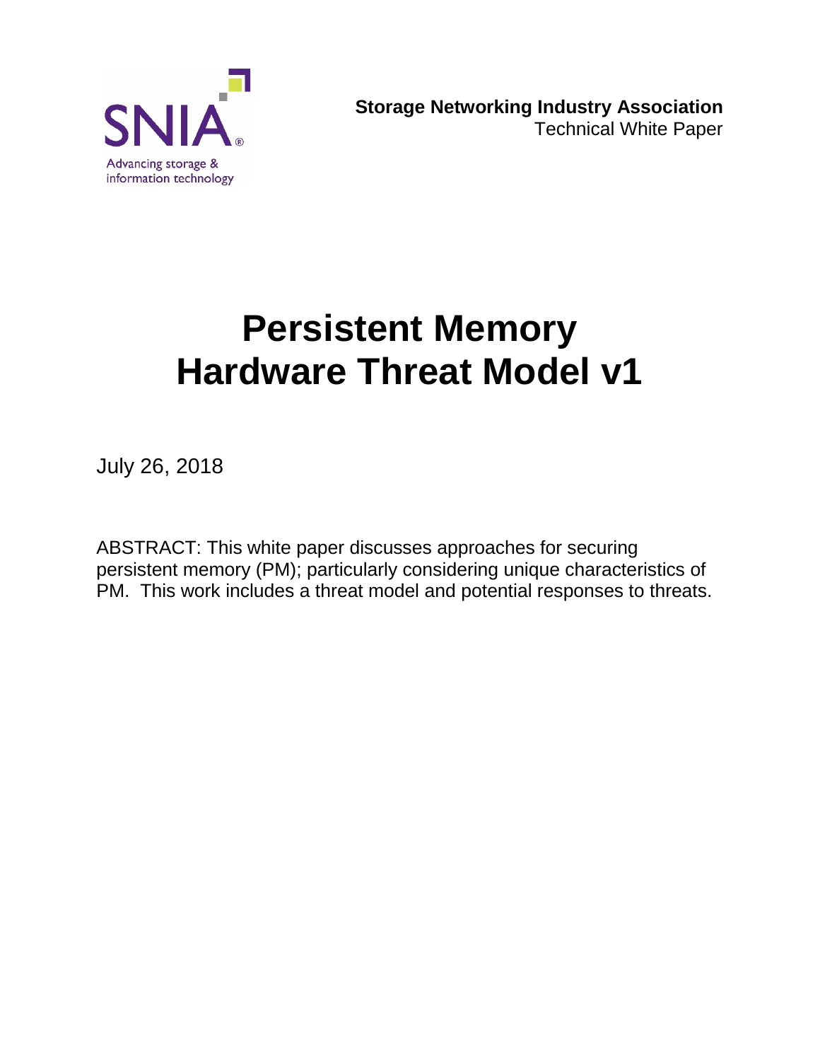SNIA

Advancing storage & information technology

**Storage Networking Industry Association**
Technical White Paper

# Persistent Memory Hardware Threat Model v1

July 26, 2018

ABSTRACT: This white paper discusses approaches for securing persistent memory (PM); particularly considering unique characteristics of PM. This work includes a threat model and potential responses to threats.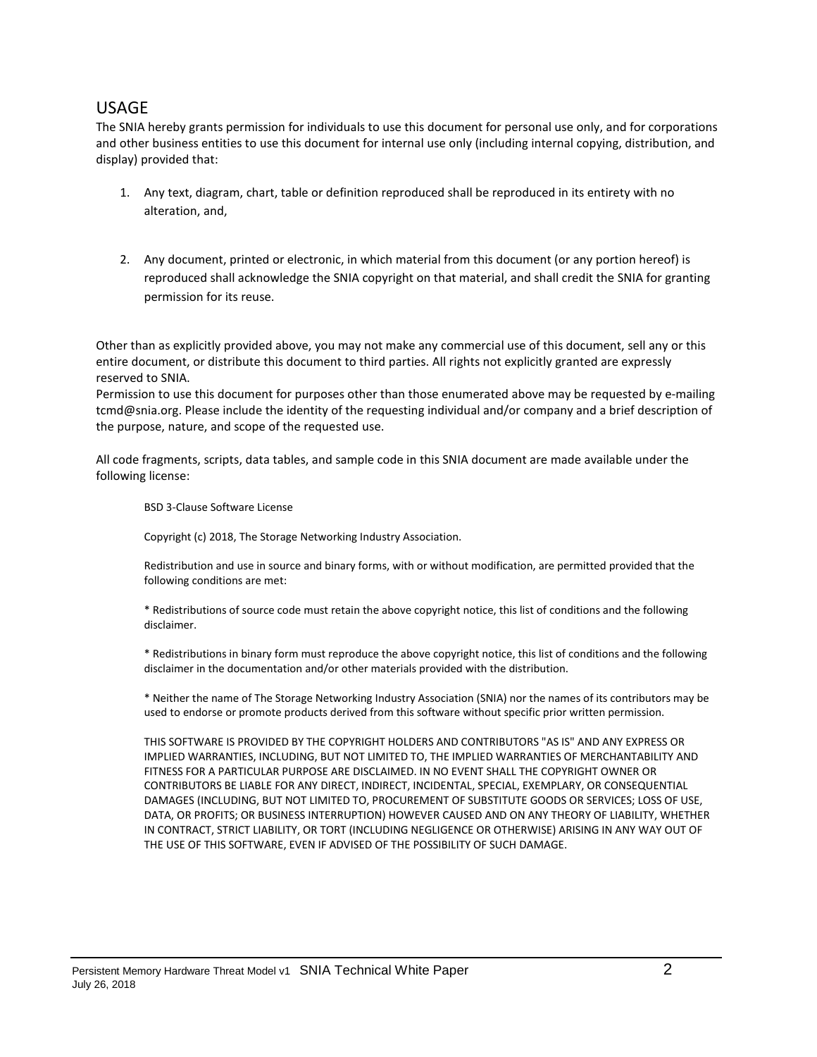## USAGE

The SNIA hereby grants permission for individuals to use this document for personal use only, and for corporations and other business entities to use this document for internal use only (including internal copying, distribution, and display) provided that:

1. Any text, diagram, chart, table or definition reproduced shall be reproduced in its entirety with no alteration, and,

2. Any document, printed or electronic, in which material from this document (or any portion hereof) is reproduced shall acknowledge the SNIA copyright on that material, and shall credit the SNIA for granting permission for its reuse.

Other than as explicitly provided above, you may not make any commercial use of this document, sell any or this entire document, or distribute this document to third parties. All rights not explicitly granted are expressly reserved to SNIA.
Permission to use this document for purposes other than those enumerated above may be requested by e-mailing tcmd@snia.org. Please include the identity of the requesting individual and/or company and a brief description of the purpose, nature, and scope of the requested use.

All code fragments, scripts, data tables, and sample code in this SNIA document are made available under the following license:

> BSD 3-Clause Software License
>
> Copyright (c) 2018, The Storage Networking Industry Association.
>
> Redistribution and use in source and binary forms, with or without modification, are permitted provided that the following conditions are met:
>
> * Redistributions of source code must retain the above copyright notice, this list of conditions and the following disclaimer.
>
> * Redistributions in binary form must reproduce the above copyright notice, this list of conditions and the following disclaimer in the documentation and/or other materials provided with the distribution.
>
> * Neither the name of The Storage Networking Industry Association (SNIA) nor the names of its contributors may be used to endorse or promote products derived from this software without specific prior written permission.
>
> THIS SOFTWARE IS PROVIDED BY THE COPYRIGHT HOLDERS AND CONTRIBUTORS "AS IS" AND ANY EXPRESS OR IMPLIED WARRANTIES, INCLUDING, BUT NOT LIMITED TO, THE IMPLIED WARRANTIES OF MERCHANTABILITY AND FITNESS FOR A PARTICULAR PURPOSE ARE DISCLAIMED. IN NO EVENT SHALL THE COPYRIGHT OWNER OR CONTRIBUTORS BE LIABLE FOR ANY DIRECT, INDIRECT, INCIDENTAL, SPECIAL, EXEMPLARY, OR CONSEQUENTIAL DAMAGES (INCLUDING, BUT NOT LIMITED TO, PROCUREMENT OF SUBSTITUTE GOODS OR SERVICES; LOSS OF USE, DATA, OR PROFITS; OR BUSINESS INTERRUPTION) HOWEVER CAUSED AND ON ANY THEORY OF LIABILITY, WHETHER IN CONTRACT, STRICT LIABILITY, OR TORT (INCLUDING NEGLIGENCE OR OTHERWISE) ARISING IN ANY WAY OUT OF THE USE OF THIS SOFTWARE, EVEN IF ADVISED OF THE POSSIBILITY OF SUCH DAMAGE.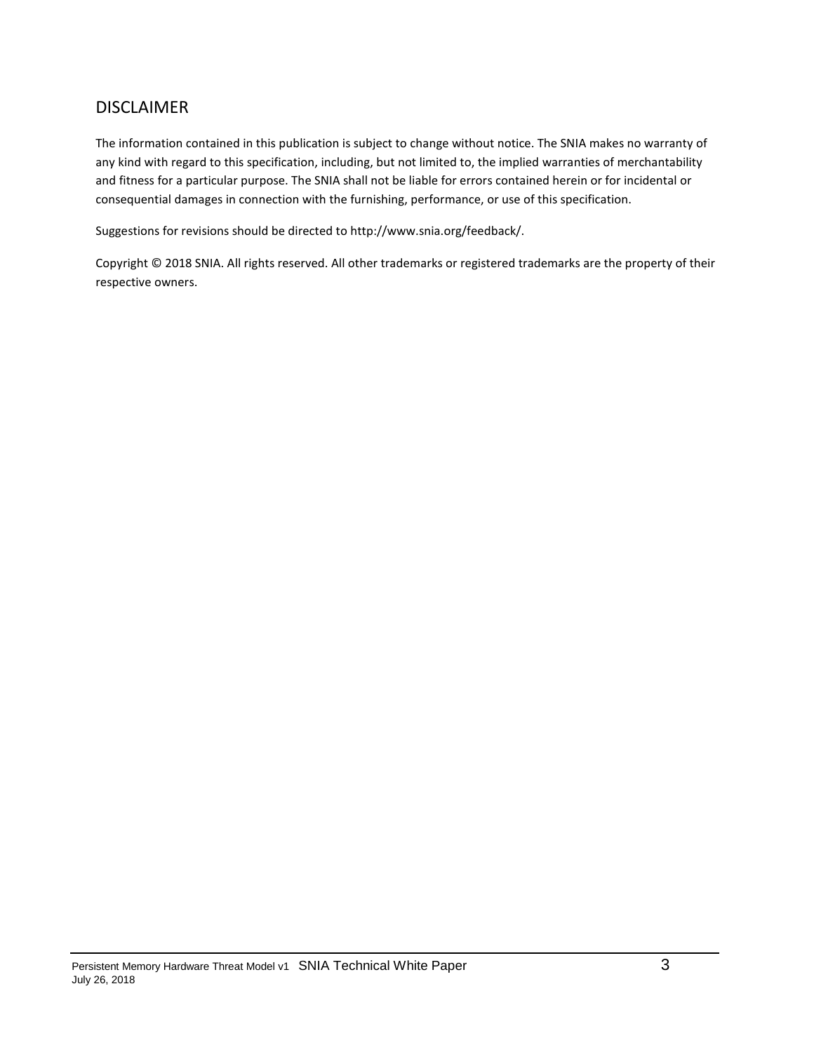## DISCLAIMER

The information contained in this publication is subject to change without notice. The SNIA makes no warranty of any kind with regard to this specification, including, but not limited to, the implied warranties of merchantability and fitness for a particular purpose. The SNIA shall not be liable for errors contained herein or for incidental or consequential damages in connection with the furnishing, performance, or use of this specification.

Suggestions for revisions should be directed to http://www.snia.org/feedback/.

Copyright © 2018 SNIA. All rights reserved. All other trademarks or registered trademarks are the property of their respective owners.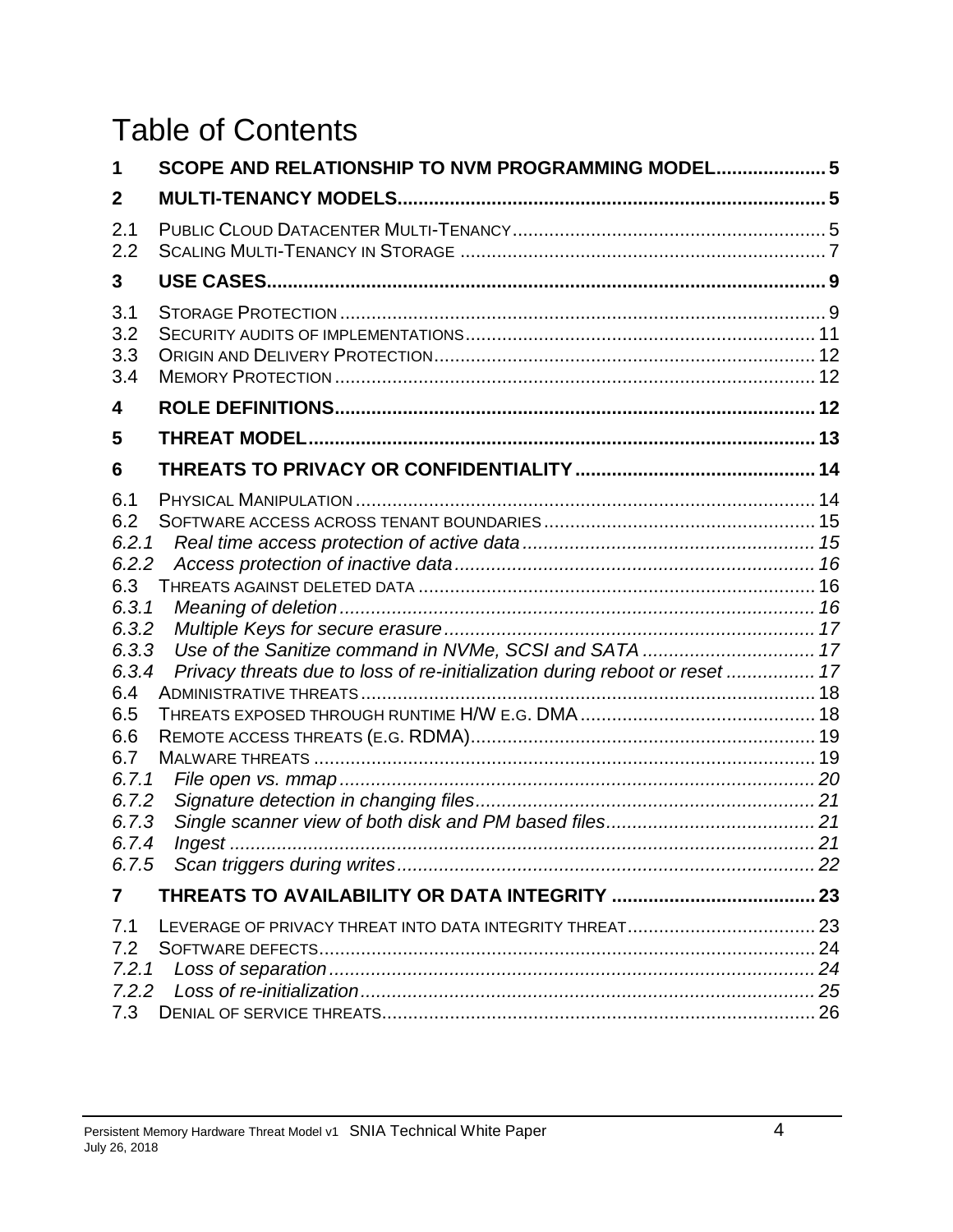# Table of Contents

**1 SCOPE AND RELATIONSHIP TO NVM PROGRAMMING MODEL ..... 5**

**2 MULTI-TENANCY MODELS ..... 5**

2.1 PUBLIC CLOUD DATACENTER MULTI-TENANCY ..... 5
2.2 SCALING MULTI-TENANCY IN STORAGE ..... 7

**3 USE CASES ..... 9**

3.1 STORAGE PROTECTION ..... 9
3.2 SECURITY AUDITS OF IMPLEMENTATIONS ..... 11
3.3 ORIGIN AND DELIVERY PROTECTION ..... 12
3.4 MEMORY PROTECTION ..... 12

**4 ROLE DEFINITIONS ..... 12**

**5 THREAT MODEL ..... 13**

**6 THREATS TO PRIVACY OR CONFIDENTIALITY ..... 14**

6.1 PHYSICAL MANIPULATION ..... 14
6.2 SOFTWARE ACCESS ACROSS TENANT BOUNDARIES ..... 15
*6.2.1 Real time access protection of active data ..... 15*
*6.2.2 Access protection of inactive data ..... 16*
6.3 THREATS AGAINST DELETED DATA ..... 16
*6.3.1 Meaning of deletion ..... 16*
*6.3.2 Multiple Keys for secure erasure ..... 17*
*6.3.3 Use of the Sanitize command in NVMe, SCSI and SATA ..... 17*
*6.3.4 Privacy threats due to loss of re-initialization during reboot or reset ..... 17*
6.4 ADMINISTRATIVE THREATS ..... 18
6.5 THREATS EXPOSED THROUGH RUNTIME H/W E.G. DMA ..... 18
6.6 REMOTE ACCESS THREATS (E.G. RDMA) ..... 19
6.7 MALWARE THREATS ..... 19
*6.7.1 File open vs. mmap ..... 20*
*6.7.2 Signature detection in changing files ..... 21*
*6.7.3 Single scanner view of both disk and PM based files ..... 21*
*6.7.4 Ingest ..... 21*
*6.7.5 Scan triggers during writes ..... 22*

**7 THREATS TO AVAILABILITY OR DATA INTEGRITY ..... 23**

7.1 LEVERAGE OF PRIVACY THREAT INTO DATA INTEGRITY THREAT ..... 23
7.2 SOFTWARE DEFECTS ..... 24
*7.2.1 Loss of separation ..... 24*
*7.2.2 Loss of re-initialization ..... 25*
7.3 DENIAL OF SERVICE THREATS ..... 26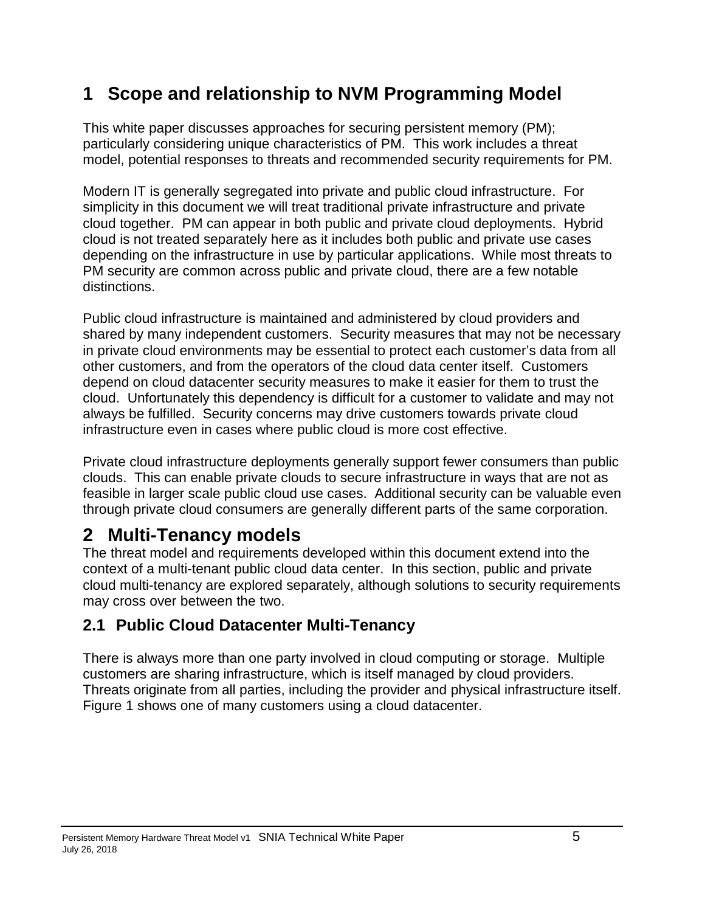# 1 Scope and relationship to NVM Programming Model

This white paper discusses approaches for securing persistent memory (PM); particularly considering unique characteristics of PM. This work includes a threat model, potential responses to threats and recommended security requirements for PM.

Modern IT is generally segregated into private and public cloud infrastructure. For simplicity in this document we will treat traditional private infrastructure and private cloud together. PM can appear in both public and private cloud deployments. Hybrid cloud is not treated separately here as it includes both public and private use cases depending on the infrastructure in use by particular applications. While most threats to PM security are common across public and private cloud, there are a few notable distinctions.

Public cloud infrastructure is maintained and administered by cloud providers and shared by many independent customers. Security measures that may not be necessary in private cloud environments may be essential to protect each customer's data from all other customers, and from the operators of the cloud data center itself. Customers depend on cloud datacenter security measures to make it easier for them to trust the cloud. Unfortunately this dependency is difficult for a customer to validate and may not always be fulfilled. Security concerns may drive customers towards private cloud infrastructure even in cases where public cloud is more cost effective.

Private cloud infrastructure deployments generally support fewer consumers than public clouds. This can enable private clouds to secure infrastructure in ways that are not as feasible in larger scale public cloud use cases. Additional security can be valuable even through private cloud consumers are generally different parts of the same corporation.

# 2 Multi-Tenancy models

The threat model and requirements developed within this document extend into the context of a multi-tenant public cloud data center. In this section, public and private cloud multi-tenancy are explored separately, although solutions to security requirements may cross over between the two.

## 2.1 Public Cloud Datacenter Multi-Tenancy

There is always more than one party involved in cloud computing or storage. Multiple customers are sharing infrastructure, which is itself managed by cloud providers. Threats originate from all parties, including the provider and physical infrastructure itself. Figure 1 shows one of many customers using a cloud datacenter.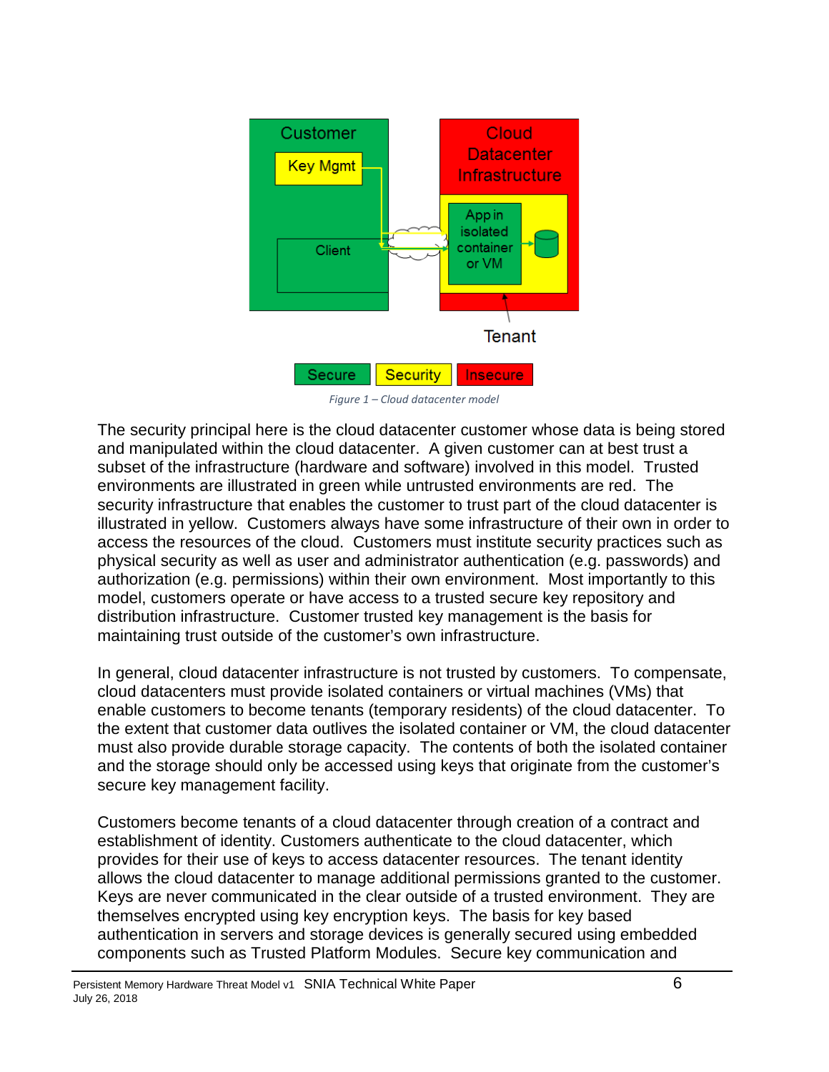Figure 1 – Cloud datacenter model

The security principal here is the cloud datacenter customer whose data is being stored and manipulated within the cloud datacenter. A given customer can at best trust a subset of the infrastructure (hardware and software) involved in this model. Trusted environments are illustrated in green while untrusted environments are red. The security infrastructure that enables the customer to trust part of the cloud datacenter is illustrated in yellow. Customers always have some infrastructure of their own in order to access the resources of the cloud. Customers must institute security practices such as physical security as well as user and administrator authentication (e.g. passwords) and authorization (e.g. permissions) within their own environment. Most importantly to this model, customers operate or have access to a trusted secure key repository and distribution infrastructure. Customer trusted key management is the basis for maintaining trust outside of the customer's own infrastructure.

In general, cloud datacenter infrastructure is not trusted by customers. To compensate, cloud datacenters must provide isolated containers or virtual machines (VMs) that enable customers to become tenants (temporary residents) of the cloud datacenter. To the extent that customer data outlives the isolated container or VM, the cloud datacenter must also provide durable storage capacity. The contents of both the isolated container and the storage should only be accessed using keys that originate from the customer's secure key management facility.

Customers become tenants of a cloud datacenter through creation of a contract and establishment of identity. Customers authenticate to the cloud datacenter, which provides for their use of keys to access datacenter resources. The tenant identity allows the cloud datacenter to manage additional permissions granted to the customer. Keys are never communicated in the clear outside of a trusted environment. They are themselves encrypted using key encryption keys. The basis for key based authentication in servers and storage devices is generally secured using embedded components such as Trusted Platform Modules. Secure key communication and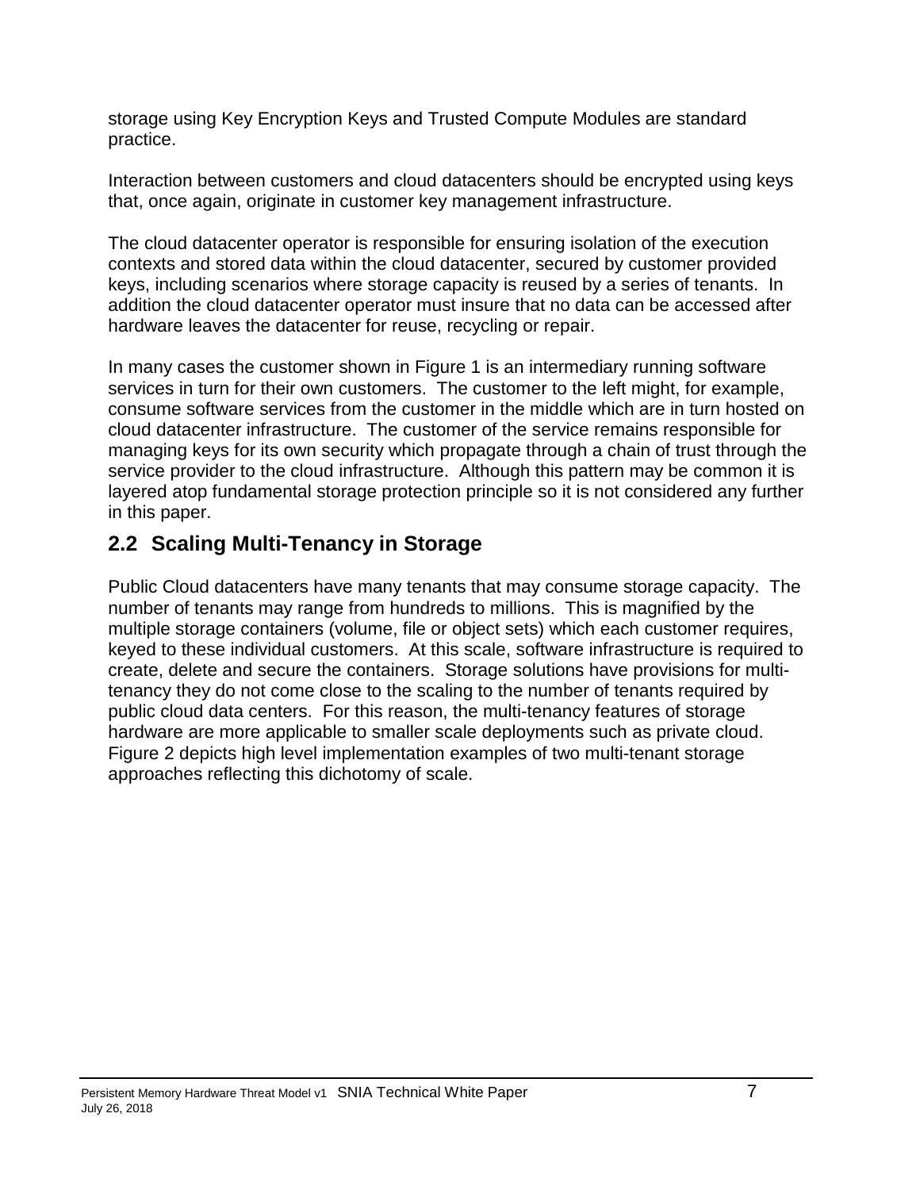storage using Key Encryption Keys and Trusted Compute Modules are standard practice.

Interaction between customers and cloud datacenters should be encrypted using keys that, once again, originate in customer key management infrastructure.

The cloud datacenter operator is responsible for ensuring isolation of the execution contexts and stored data within the cloud datacenter, secured by customer provided keys, including scenarios where storage capacity is reused by a series of tenants. In addition the cloud datacenter operator must insure that no data can be accessed after hardware leaves the datacenter for reuse, recycling or repair.

In many cases the customer shown in Figure 1 is an intermediary running software services in turn for their own customers. The customer to the left might, for example, consume software services from the customer in the middle which are in turn hosted on cloud datacenter infrastructure. The customer of the service remains responsible for managing keys for its own security which propagate through a chain of trust through the service provider to the cloud infrastructure. Although this pattern may be common it is layered atop fundamental storage protection principle so it is not considered any further in this paper.

## 2.2 Scaling Multi-Tenancy in Storage

Public Cloud datacenters have many tenants that may consume storage capacity. The number of tenants may range from hundreds to millions. This is magnified by the multiple storage containers (volume, file or object sets) which each customer requires, keyed to these individual customers. At this scale, software infrastructure is required to create, delete and secure the containers. Storage solutions have provisions for multi-tenancy they do not come close to the scaling to the number of tenants required by public cloud data centers. For this reason, the multi-tenancy features of storage hardware are more applicable to smaller scale deployments such as private cloud. Figure 2 depicts high level implementation examples of two multi-tenant storage approaches reflecting this dichotomy of scale.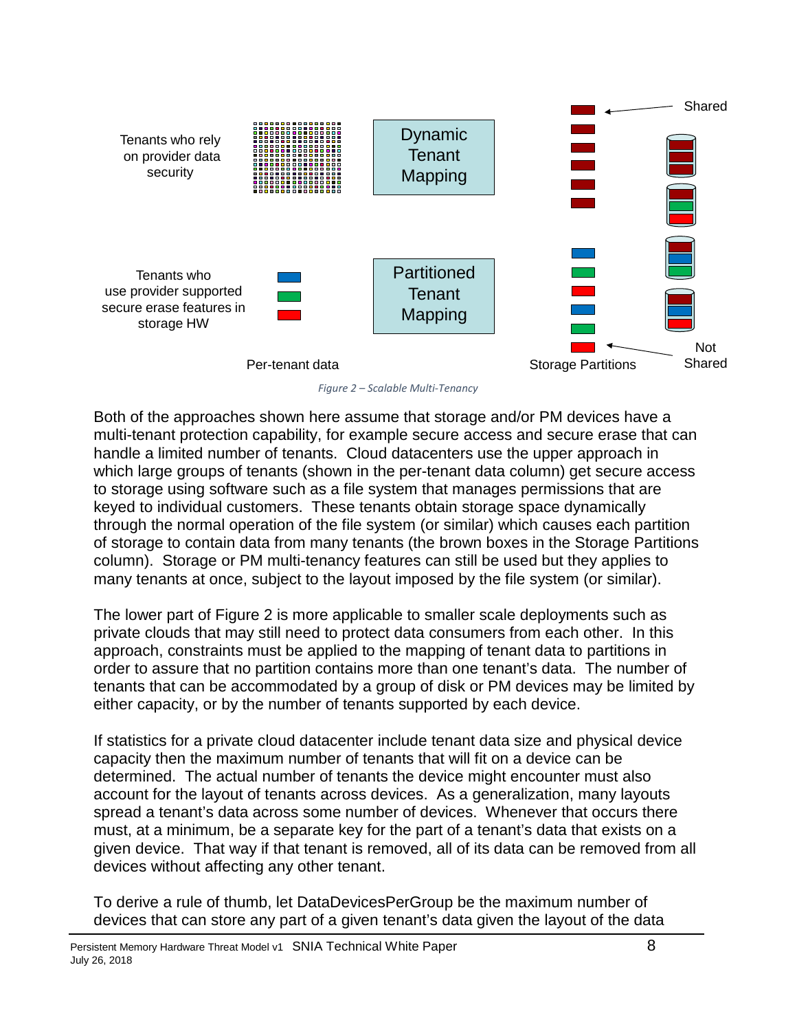Tenants who rely on provider data security

Dynamic Tenant Mapping

Shared

Tenants who use provider supported secure erase features in storage HW

Partitioned Tenant Mapping

Not Shared

Per-tenant data

Storage Partitions

*Figure 2 – Scalable Multi-Tenancy*

Both of the approaches shown here assume that storage and/or PM devices have a multi-tenant protection capability, for example secure access and secure erase that can handle a limited number of tenants. Cloud datacenters use the upper approach in which large groups of tenants (shown in the per-tenant data column) get secure access to storage using software such as a file system that manages permissions that are keyed to individual customers. These tenants obtain storage space dynamically through the normal operation of the file system (or similar) which causes each partition of storage to contain data from many tenants (the brown boxes in the Storage Partitions column). Storage or PM multi-tenancy features can still be used but they applies to many tenants at once, subject to the layout imposed by the file system (or similar).

The lower part of Figure 2 is more applicable to smaller scale deployments such as private clouds that may still need to protect data consumers from each other. In this approach, constraints must be applied to the mapping of tenant data to partitions in order to assure that no partition contains more than one tenant's data. The number of tenants that can be accommodated by a group of disk or PM devices may be limited by either capacity, or by the number of tenants supported by each device.

If statistics for a private cloud datacenter include tenant data size and physical device capacity then the maximum number of tenants that will fit on a device can be determined. The actual number of tenants the device might encounter must also account for the layout of tenants across devices. As a generalization, many layouts spread a tenant's data across some number of devices. Whenever that occurs there must, at a minimum, be a separate key for the part of a tenant's data that exists on a given device. That way if that tenant is removed, all of its data can be removed from all devices without affecting any other tenant.

To derive a rule of thumb, let DataDevicesPerGroup be the maximum number of devices that can store any part of a given tenant's data given the layout of the data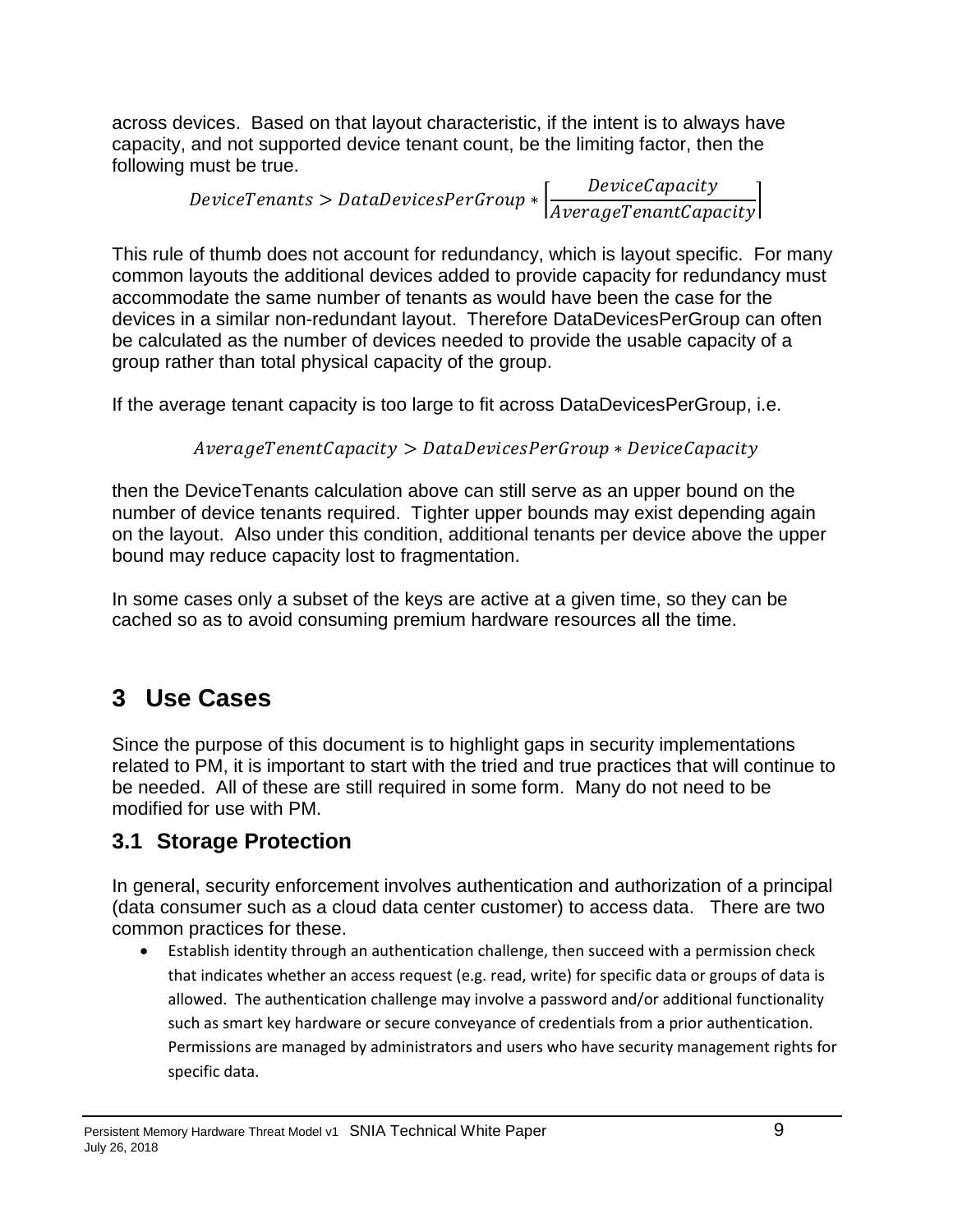across devices. Based on that layout characteristic, if the intent is to always have capacity, and not supported device tenant count, be the limiting factor, then the following must be true.

$$DeviceTenants > DataDevicesPerGroup * \left\lceil \frac{DeviceCapacity}{AverageTenantCapacity} \right\rceil$$

This rule of thumb does not account for redundancy, which is layout specific. For many common layouts the additional devices added to provide capacity for redundancy must accommodate the same number of tenants as would have been the case for the devices in a similar non-redundant layout. Therefore DataDevicesPerGroup can often be calculated as the number of devices needed to provide the usable capacity of a group rather than total physical capacity of the group.

If the average tenant capacity is too large to fit across DataDevicesPerGroup, i.e.

$$AverageTenentCapacity > DataDevicesPerGroup * DeviceCapacity$$

then the DeviceTenants calculation above can still serve as an upper bound on the number of device tenants required. Tighter upper bounds may exist depending again on the layout. Also under this condition, additional tenants per device above the upper bound may reduce capacity lost to fragmentation.

In some cases only a subset of the keys are active at a given time, so they can be cached so as to avoid consuming premium hardware resources all the time.

# 3 Use Cases

Since the purpose of this document is to highlight gaps in security implementations related to PM, it is important to start with the tried and true practices that will continue to be needed. All of these are still required in some form. Many do not need to be modified for use with PM.

## 3.1 Storage Protection

In general, security enforcement involves authentication and authorization of a principal (data consumer such as a cloud data center customer) to access data. There are two common practices for these.

- Establish identity through an authentication challenge, then succeed with a permission check that indicates whether an access request (e.g. read, write) for specific data or groups of data is allowed. The authentication challenge may involve a password and/or additional functionality such as smart key hardware or secure conveyance of credentials from a prior authentication. Permissions are managed by administrators and users who have security management rights for specific data.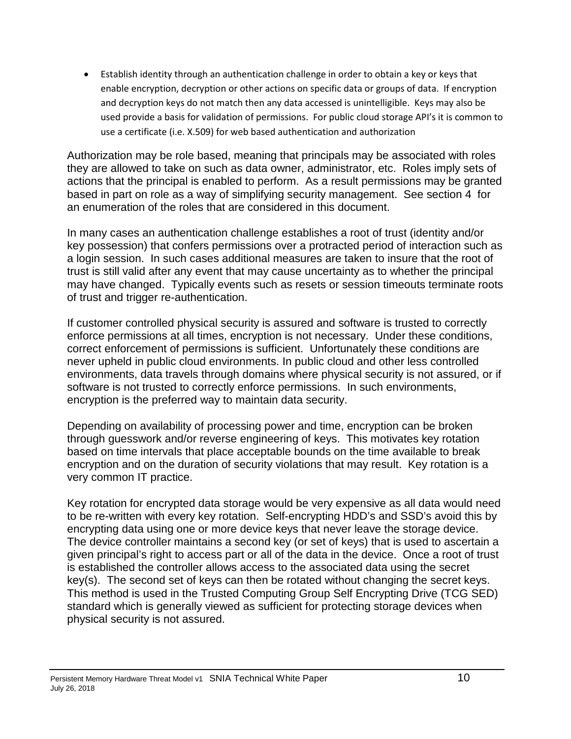- Establish identity through an authentication challenge in order to obtain a key or keys that enable encryption, decryption or other actions on specific data or groups of data. If encryption and decryption keys do not match then any data accessed is unintelligible. Keys may also be used provide a basis for validation of permissions. For public cloud storage API's it is common to use a certificate (i.e. X.509) for web based authentication and authorization

Authorization may be role based, meaning that principals may be associated with roles they are allowed to take on such as data owner, administrator, etc. Roles imply sets of actions that the principal is enabled to perform. As a result permissions may be granted based in part on role as a way of simplifying security management. See section 4 for an enumeration of the roles that are considered in this document.

In many cases an authentication challenge establishes a root of trust (identity and/or key possession) that confers permissions over a protracted period of interaction such as a login session. In such cases additional measures are taken to insure that the root of trust is still valid after any event that may cause uncertainty as to whether the principal may have changed. Typically events such as resets or session timeouts terminate roots of trust and trigger re-authentication.

If customer controlled physical security is assured and software is trusted to correctly enforce permissions at all times, encryption is not necessary. Under these conditions, correct enforcement of permissions is sufficient. Unfortunately these conditions are never upheld in public cloud environments. In public cloud and other less controlled environments, data travels through domains where physical security is not assured, or if software is not trusted to correctly enforce permissions. In such environments, encryption is the preferred way to maintain data security.

Depending on availability of processing power and time, encryption can be broken through guesswork and/or reverse engineering of keys. This motivates key rotation based on time intervals that place acceptable bounds on the time available to break encryption and on the duration of security violations that may result. Key rotation is a very common IT practice.

Key rotation for encrypted data storage would be very expensive as all data would need to be re-written with every key rotation. Self-encrypting HDD's and SSD's avoid this by encrypting data using one or more device keys that never leave the storage device. The device controller maintains a second key (or set of keys) that is used to ascertain a given principal's right to access part or all of the data in the device. Once a root of trust is established the controller allows access to the associated data using the secret key(s). The second set of keys can then be rotated without changing the secret keys. This method is used in the Trusted Computing Group Self Encrypting Drive (TCG SED) standard which is generally viewed as sufficient for protecting storage devices when physical security is not assured.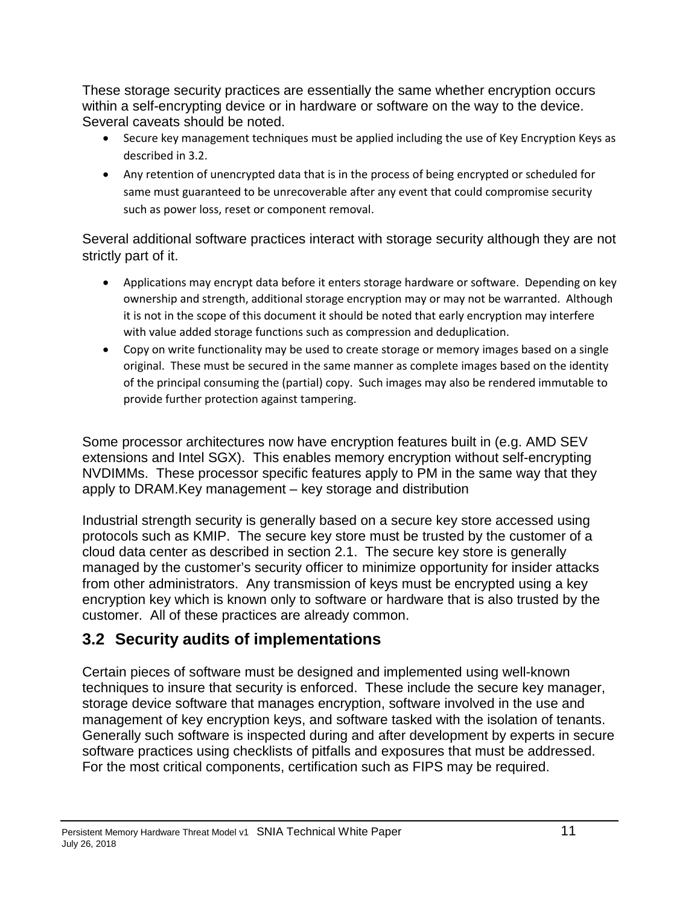These storage security practices are essentially the same whether encryption occurs within a self-encrypting device or in hardware or software on the way to the device. Several caveats should be noted.

- Secure key management techniques must be applied including the use of Key Encryption Keys as described in 3.2.
- Any retention of unencrypted data that is in the process of being encrypted or scheduled for same must guaranteed to be unrecoverable after any event that could compromise security such as power loss, reset or component removal.

Several additional software practices interact with storage security although they are not strictly part of it.

- Applications may encrypt data before it enters storage hardware or software. Depending on key ownership and strength, additional storage encryption may or may not be warranted. Although it is not in the scope of this document it should be noted that early encryption may interfere with value added storage functions such as compression and deduplication.
- Copy on write functionality may be used to create storage or memory images based on a single original. These must be secured in the same manner as complete images based on the identity of the principal consuming the (partial) copy. Such images may also be rendered immutable to provide further protection against tampering.

Some processor architectures now have encryption features built in (e.g. AMD SEV extensions and Intel SGX). This enables memory encryption without self-encrypting NVDIMMs. These processor specific features apply to PM in the same way that they apply to DRAM.Key management – key storage and distribution

Industrial strength security is generally based on a secure key store accessed using protocols such as KMIP. The secure key store must be trusted by the customer of a cloud data center as described in section 2.1. The secure key store is generally managed by the customer's security officer to minimize opportunity for insider attacks from other administrators. Any transmission of keys must be encrypted using a key encryption key which is known only to software or hardware that is also trusted by the customer. All of these practices are already common.

## 3.2 Security audits of implementations

Certain pieces of software must be designed and implemented using well-known techniques to insure that security is enforced. These include the secure key manager, storage device software that manages encryption, software involved in the use and management of key encryption keys, and software tasked with the isolation of tenants. Generally such software is inspected during and after development by experts in secure software practices using checklists of pitfalls and exposures that must be addressed. For the most critical components, certification such as FIPS may be required.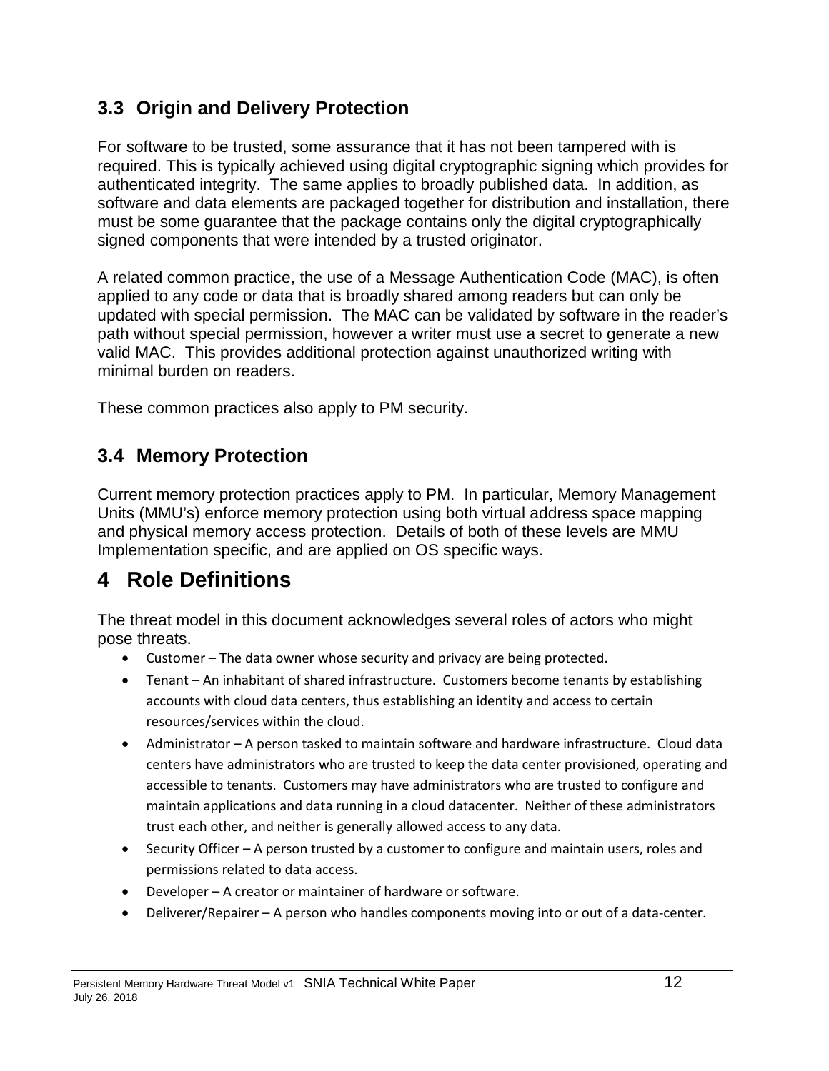## 3.3 Origin and Delivery Protection

For software to be trusted, some assurance that it has not been tampered with is required. This is typically achieved using digital cryptographic signing which provides for authenticated integrity. The same applies to broadly published data. In addition, as software and data elements are packaged together for distribution and installation, there must be some guarantee that the package contains only the digital cryptographically signed components that were intended by a trusted originator.

A related common practice, the use of a Message Authentication Code (MAC), is often applied to any code or data that is broadly shared among readers but can only be updated with special permission. The MAC can be validated by software in the reader's path without special permission, however a writer must use a secret to generate a new valid MAC. This provides additional protection against unauthorized writing with minimal burden on readers.

These common practices also apply to PM security.

## 3.4 Memory Protection

Current memory protection practices apply to PM. In particular, Memory Management Units (MMU's) enforce memory protection using both virtual address space mapping and physical memory access protection. Details of both of these levels are MMU Implementation specific, and are applied on OS specific ways.

# 4 Role Definitions

The threat model in this document acknowledges several roles of actors who might pose threats.

- Customer – The data owner whose security and privacy are being protected.
- Tenant – An inhabitant of shared infrastructure. Customers become tenants by establishing accounts with cloud data centers, thus establishing an identity and access to certain resources/services within the cloud.
- Administrator – A person tasked to maintain software and hardware infrastructure. Cloud data centers have administrators who are trusted to keep the data center provisioned, operating and accessible to tenants. Customers may have administrators who are trusted to configure and maintain applications and data running in a cloud datacenter. Neither of these administrators trust each other, and neither is generally allowed access to any data.
- Security Officer – A person trusted by a customer to configure and maintain users, roles and permissions related to data access.
- Developer – A creator or maintainer of hardware or software.
- Deliverer/Repairer – A person who handles components moving into or out of a data-center.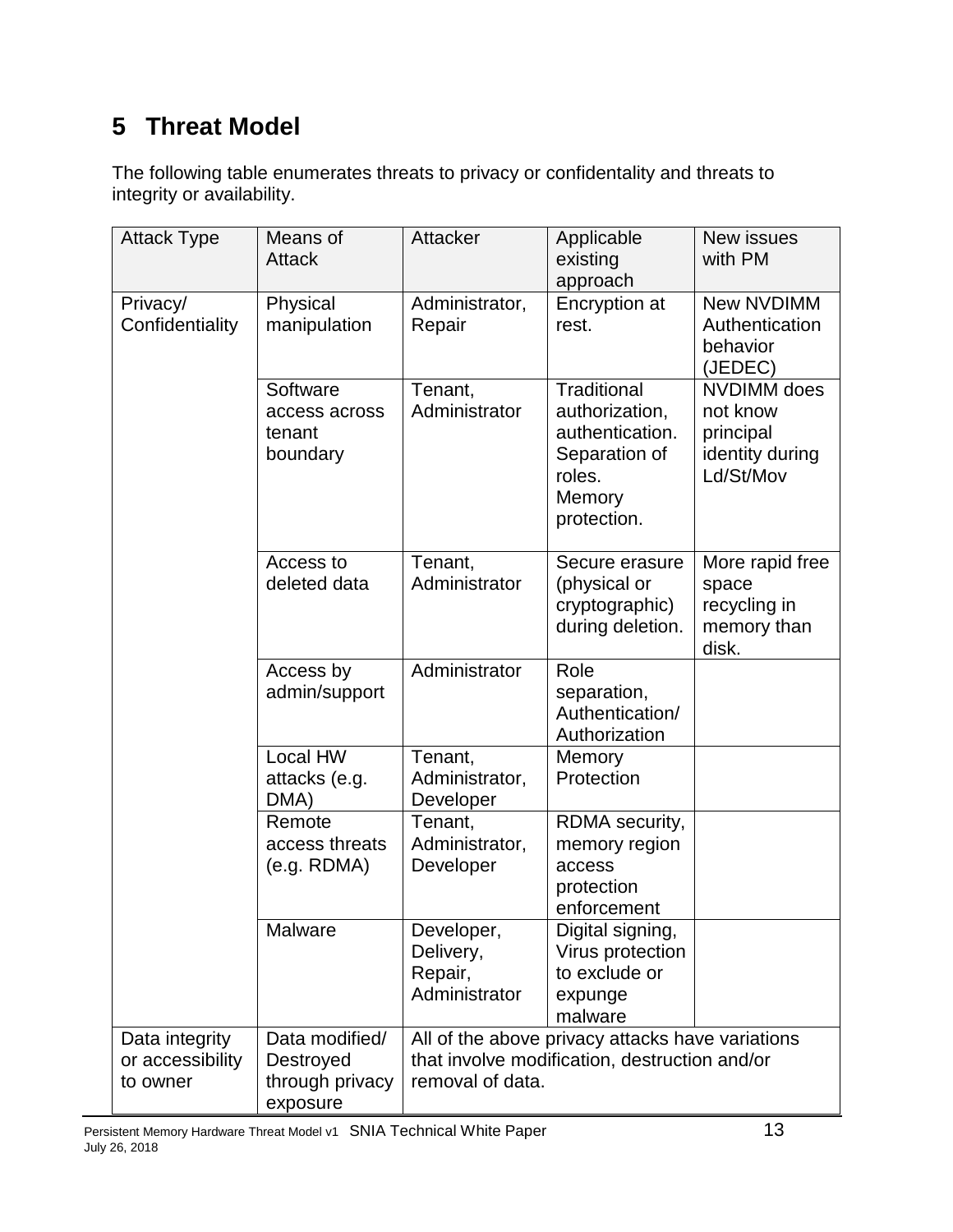# 5 Threat Model

The following table enumerates threats to privacy or confidentality and threats to integrity or availability.

| Attack Type | Means of Attack | Attacker | Applicable existing approach | New issues with PM |
|---|---|---|---|---|
| Privacy/ Confidentiality | Physical manipulation | Administrator, Repair | Encryption at rest. | New NVDIMM Authentication behavior (JEDEC) |
| | Software access across tenant boundary | Tenant, Administrator | Traditional authorization, authentication. Separation of roles. Memory protection. | NVDIMM does not know principal identity during Ld/St/Mov |
| | Access to deleted data | Tenant, Administrator | Secure erasure (physical or cryptographic) during deletion. | More rapid free space recycling in memory than disk. |
| | Access by admin/support | Administrator | Role separation, Authentication/ Authorization | |
| | Local HW attacks (e.g. DMA) | Tenant, Administrator, Developer | Memory Protection | |
| | Remote access threats (e.g. RDMA) | Tenant, Administrator, Developer | RDMA security, memory region access protection enforcement | |
| | Malware | Developer, Delivery, Repair, Administrator | Digital signing, Virus protection to exclude or expunge malware | |
| Data integrity or accessibility to owner | Data modified/ Destroyed through privacy exposure | All of the above privacy attacks have variations that involve modification, destruction and/or removal of data. | | |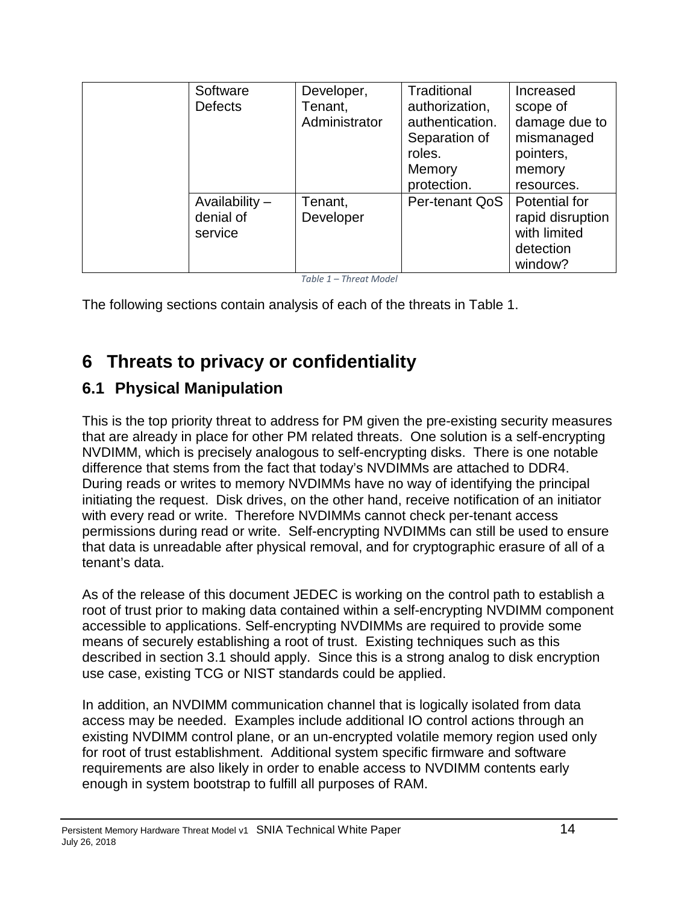| | | | | |
|---|---|---|---|---|
| | Software Defects | Developer, Tenant, Administrator | Traditional authorization, authentication. Separation of roles. Memory protection. | Increased scope of damage due to mismanaged pointers, memory resources. |
| | Availability – denial of service | Tenant, Developer | Per-tenant QoS | Potential for rapid disruption with limited detection window? |

*Table 1 – Threat Model*

The following sections contain analysis of each of the threats in Table 1.

# 6 Threats to privacy or confidentiality

## 6.1 Physical Manipulation

This is the top priority threat to address for PM given the pre-existing security measures that are already in place for other PM related threats. One solution is a self-encrypting NVDIMM, which is precisely analogous to self-encrypting disks. There is one notable difference that stems from the fact that today's NVDIMMs are attached to DDR4. During reads or writes to memory NVDIMMs have no way of identifying the principal initiating the request. Disk drives, on the other hand, receive notification of an initiator with every read or write. Therefore NVDIMMs cannot check per-tenant access permissions during read or write. Self-encrypting NVDIMMs can still be used to ensure that data is unreadable after physical removal, and for cryptographic erasure of all of a tenant's data.

As of the release of this document JEDEC is working on the control path to establish a root of trust prior to making data contained within a self-encrypting NVDIMM component accessible to applications. Self-encrypting NVDIMMs are required to provide some means of securely establishing a root of trust. Existing techniques such as this described in section 3.1 should apply. Since this is a strong analog to disk encryption use case, existing TCG or NIST standards could be applied.

In addition, an NVDIMM communication channel that is logically isolated from data access may be needed. Examples include additional IO control actions through an existing NVDIMM control plane, or an un-encrypted volatile memory region used only for root of trust establishment. Additional system specific firmware and software requirements are also likely in order to enable access to NVDIMM contents early enough in system bootstrap to fulfill all purposes of RAM.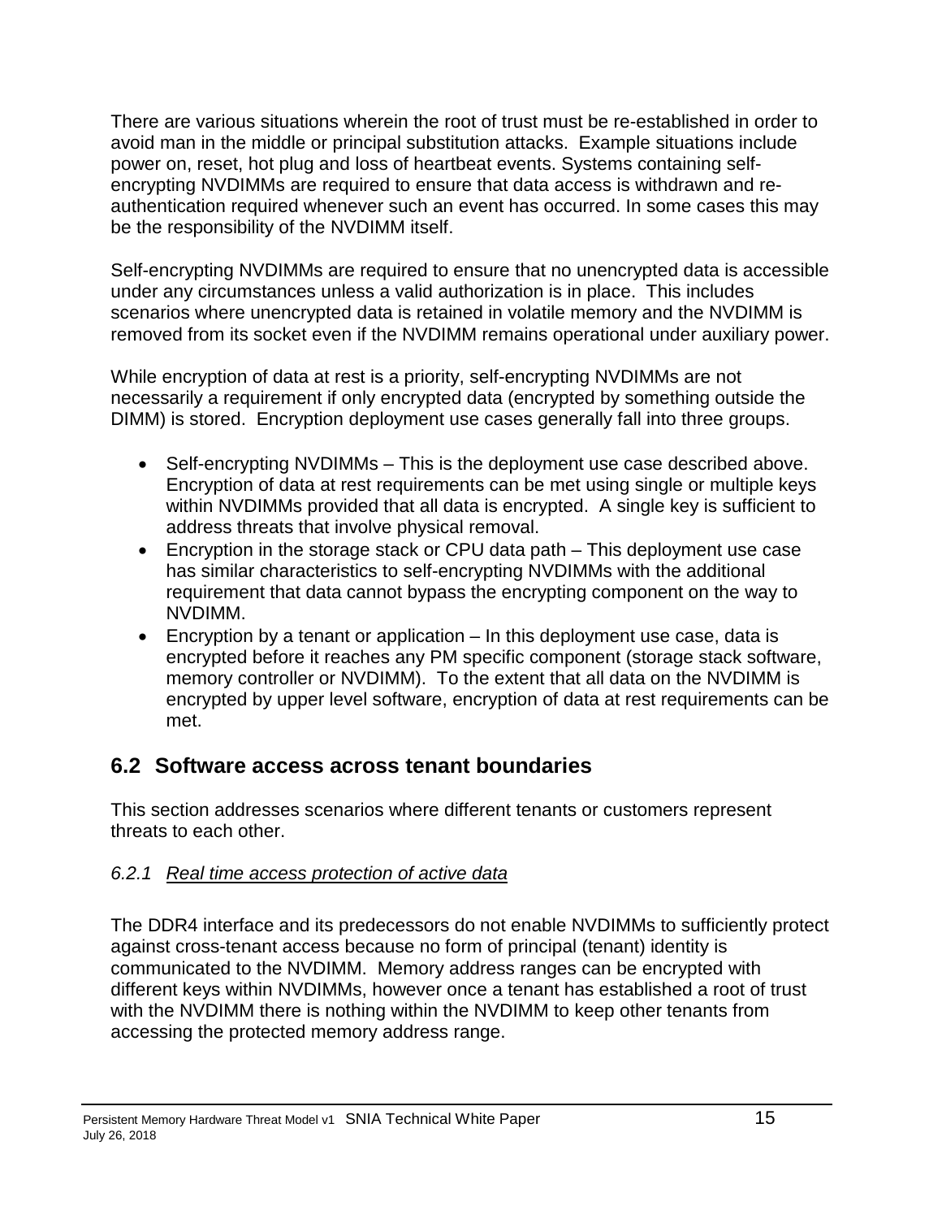There are various situations wherein the root of trust must be re-established in order to avoid man in the middle or principal substitution attacks. Example situations include power on, reset, hot plug and loss of heartbeat events. Systems containing self-encrypting NVDIMMs are required to ensure that data access is withdrawn and re-authentication required whenever such an event has occurred. In some cases this may be the responsibility of the NVDIMM itself.

Self-encrypting NVDIMMs are required to ensure that no unencrypted data is accessible under any circumstances unless a valid authorization is in place. This includes scenarios where unencrypted data is retained in volatile memory and the NVDIMM is removed from its socket even if the NVDIMM remains operational under auxiliary power.

While encryption of data at rest is a priority, self-encrypting NVDIMMs are not necessarily a requirement if only encrypted data (encrypted by something outside the DIMM) is stored. Encryption deployment use cases generally fall into three groups.

- Self-encrypting NVDIMMs – This is the deployment use case described above. Encryption of data at rest requirements can be met using single or multiple keys within NVDIMMs provided that all data is encrypted. A single key is sufficient to address threats that involve physical removal.
- Encryption in the storage stack or CPU data path – This deployment use case has similar characteristics to self-encrypting NVDIMMs with the additional requirement that data cannot bypass the encrypting component on the way to NVDIMM.
- Encryption by a tenant or application – In this deployment use case, data is encrypted before it reaches any PM specific component (storage stack software, memory controller or NVDIMM). To the extent that all data on the NVDIMM is encrypted by upper level software, encryption of data at rest requirements can be met.

## 6.2 Software access across tenant boundaries

This section addresses scenarios where different tenants or customers represent threats to each other.

### *6.2.1 Real time access protection of active data*

The DDR4 interface and its predecessors do not enable NVDIMMs to sufficiently protect against cross-tenant access because no form of principal (tenant) identity is communicated to the NVDIMM. Memory address ranges can be encrypted with different keys within NVDIMMs, however once a tenant has established a root of trust with the NVDIMM there is nothing within the NVDIMM to keep other tenants from accessing the protected memory address range.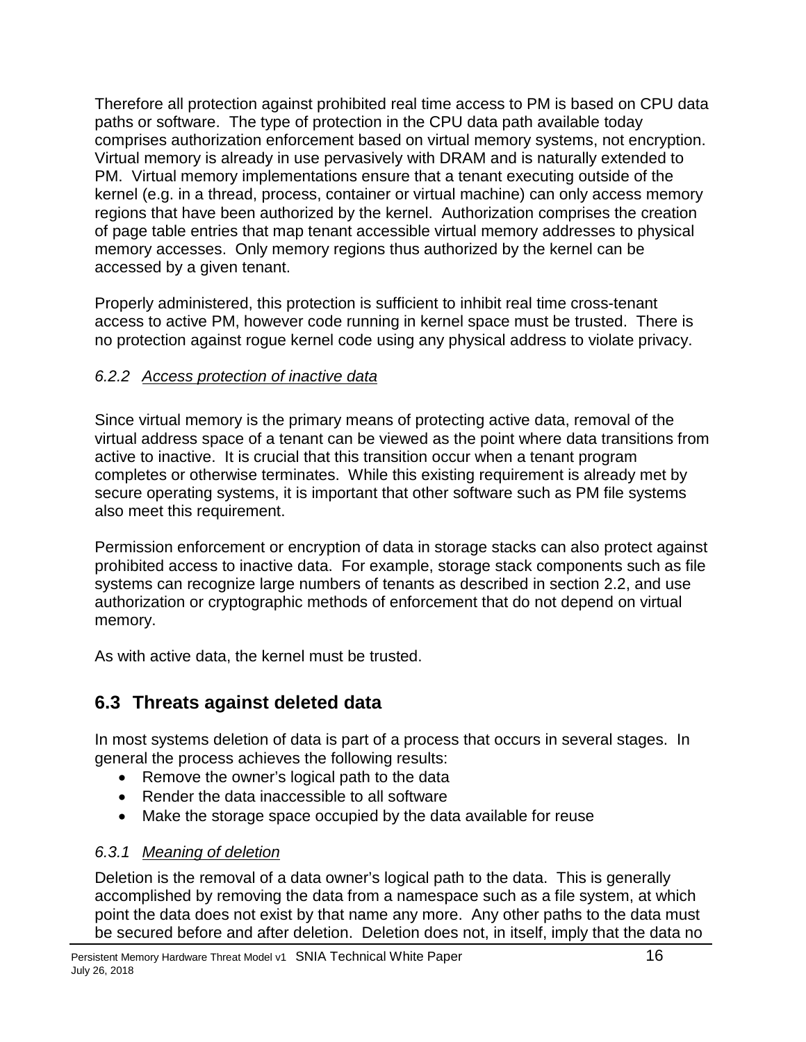Therefore all protection against prohibited real time access to PM is based on CPU data paths or software. The type of protection in the CPU data path available today comprises authorization enforcement based on virtual memory systems, not encryption. Virtual memory is already in use pervasively with DRAM and is naturally extended to PM. Virtual memory implementations ensure that a tenant executing outside of the kernel (e.g. in a thread, process, container or virtual machine) can only access memory regions that have been authorized by the kernel. Authorization comprises the creation of page table entries that map tenant accessible virtual memory addresses to physical memory accesses. Only memory regions thus authorized by the kernel can be accessed by a given tenant.

Properly administered, this protection is sufficient to inhibit real time cross-tenant access to active PM, however code running in kernel space must be trusted. There is no protection against rogue kernel code using any physical address to violate privacy.

### *6.2.2 Access protection of inactive data*

Since virtual memory is the primary means of protecting active data, removal of the virtual address space of a tenant can be viewed as the point where data transitions from active to inactive. It is crucial that this transition occur when a tenant program completes or otherwise terminates. While this existing requirement is already met by secure operating systems, it is important that other software such as PM file systems also meet this requirement.

Permission enforcement or encryption of data in storage stacks can also protect against prohibited access to inactive data. For example, storage stack components such as file systems can recognize large numbers of tenants as described in section 2.2, and use authorization or cryptographic methods of enforcement that do not depend on virtual memory.

As with active data, the kernel must be trusted.

## 6.3 Threats against deleted data

In most systems deletion of data is part of a process that occurs in several stages. In general the process achieves the following results:

- Remove the owner's logical path to the data
- Render the data inaccessible to all software
- Make the storage space occupied by the data available for reuse

### *6.3.1 Meaning of deletion*

Deletion is the removal of a data owner's logical path to the data. This is generally accomplished by removing the data from a namespace such as a file system, at which point the data does not exist by that name any more. Any other paths to the data must be secured before and after deletion. Deletion does not, in itself, imply that the data no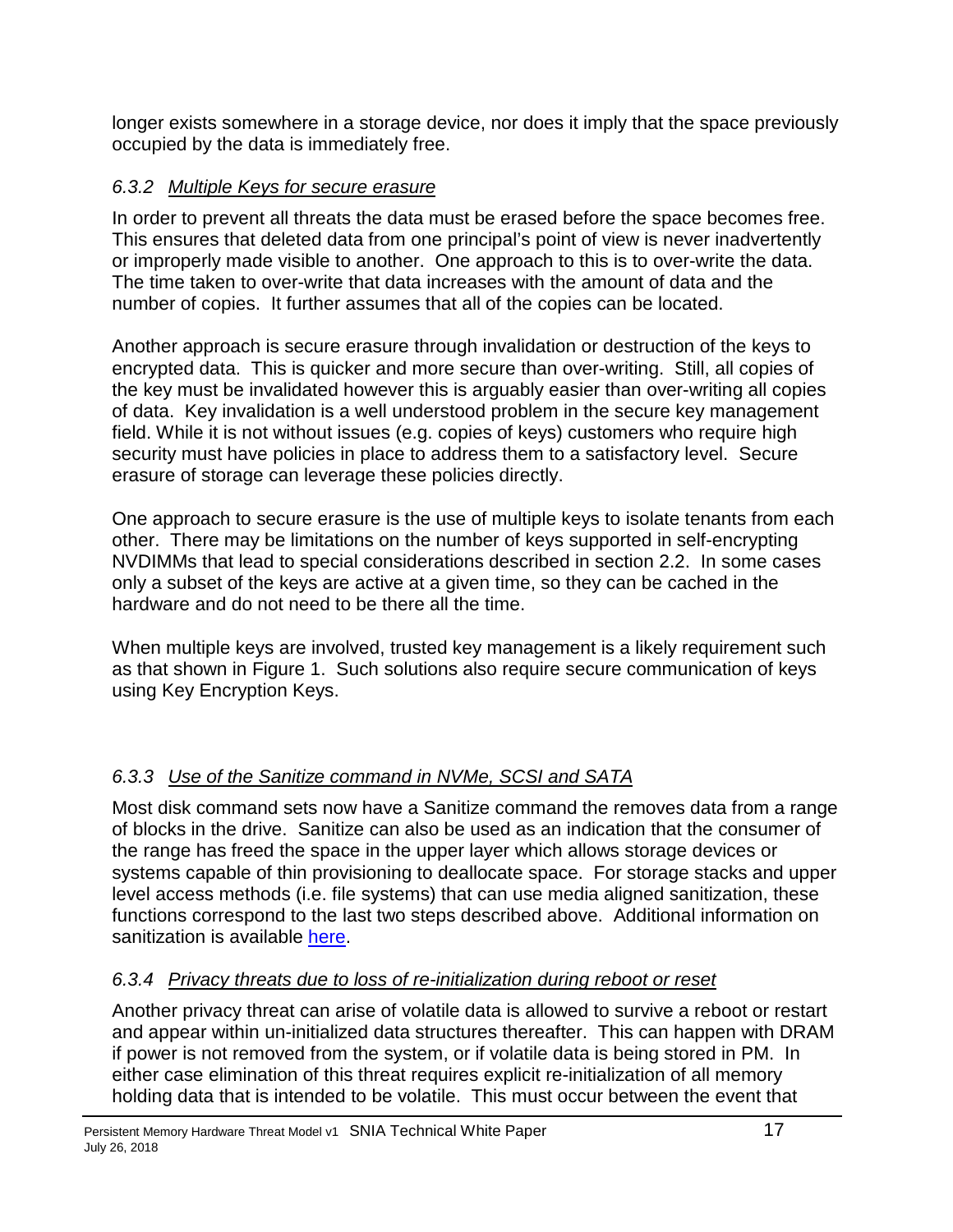longer exists somewhere in a storage device, nor does it imply that the space previously occupied by the data is immediately free.

### *6.3.2 Multiple Keys for secure erasure*

In order to prevent all threats the data must be erased before the space becomes free. This ensures that deleted data from one principal's point of view is never inadvertently or improperly made visible to another. One approach to this is to over-write the data. The time taken to over-write that data increases with the amount of data and the number of copies. It further assumes that all of the copies can be located.

Another approach is secure erasure through invalidation or destruction of the keys to encrypted data. This is quicker and more secure than over-writing. Still, all copies of the key must be invalidated however this is arguably easier than over-writing all copies of data. Key invalidation is a well understood problem in the secure key management field. While it is not without issues (e.g. copies of keys) customers who require high security must have policies in place to address them to a satisfactory level. Secure erasure of storage can leverage these policies directly.

One approach to secure erasure is the use of multiple keys to isolate tenants from each other. There may be limitations on the number of keys supported in self-encrypting NVDIMMs that lead to special considerations described in section 2.2. In some cases only a subset of the keys are active at a given time, so they can be cached in the hardware and do not need to be there all the time.

When multiple keys are involved, trusted key management is a likely requirement such as that shown in Figure 1. Such solutions also require secure communication of keys using Key Encryption Keys.

### *6.3.3 Use of the Sanitize command in NVMe, SCSI and SATA*

Most disk command sets now have a Sanitize command the removes data from a range of blocks in the drive. Sanitize can also be used as an indication that the consumer of the range has freed the space in the upper layer which allows storage devices or systems capable of thin provisioning to deallocate space. For storage stacks and upper level access methods (i.e. file systems) that can use media aligned sanitization, these functions correspond to the last two steps described above. Additional information on sanitization is available here.

### *6.3.4 Privacy threats due to loss of re-initialization during reboot or reset*

Another privacy threat can arise of volatile data is allowed to survive a reboot or restart and appear within un-initialized data structures thereafter. This can happen with DRAM if power is not removed from the system, or if volatile data is being stored in PM. In either case elimination of this threat requires explicit re-initialization of all memory holding data that is intended to be volatile. This must occur between the event that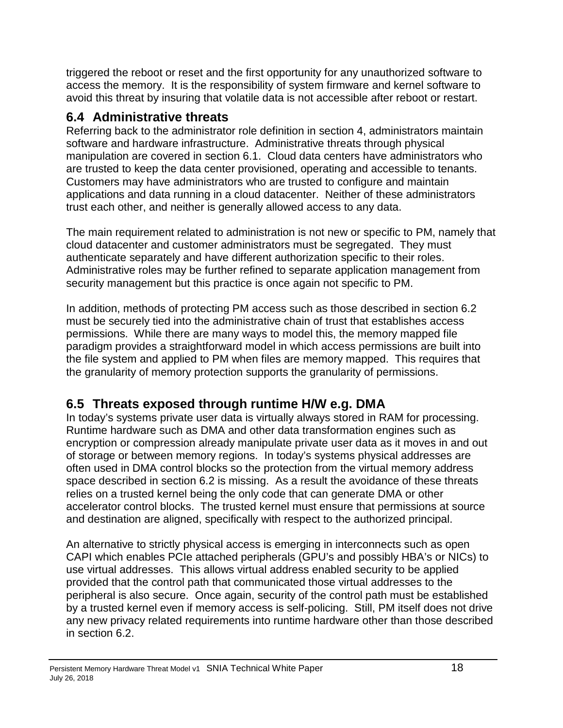triggered the reboot or reset and the first opportunity for any unauthorized software to access the memory. It is the responsibility of system firmware and kernel software to avoid this threat by insuring that volatile data is not accessible after reboot or restart.

## 6.4 Administrative threats

Referring back to the administrator role definition in section 4, administrators maintain software and hardware infrastructure. Administrative threats through physical manipulation are covered in section 6.1. Cloud data centers have administrators who are trusted to keep the data center provisioned, operating and accessible to tenants. Customers may have administrators who are trusted to configure and maintain applications and data running in a cloud datacenter. Neither of these administrators trust each other, and neither is generally allowed access to any data.

The main requirement related to administration is not new or specific to PM, namely that cloud datacenter and customer administrators must be segregated. They must authenticate separately and have different authorization specific to their roles. Administrative roles may be further refined to separate application management from security management but this practice is once again not specific to PM.

In addition, methods of protecting PM access such as those described in section 6.2 must be securely tied into the administrative chain of trust that establishes access permissions. While there are many ways to model this, the memory mapped file paradigm provides a straightforward model in which access permissions are built into the file system and applied to PM when files are memory mapped. This requires that the granularity of memory protection supports the granularity of permissions.

## 6.5 Threats exposed through runtime H/W e.g. DMA

In today's systems private user data is virtually always stored in RAM for processing. Runtime hardware such as DMA and other data transformation engines such as encryption or compression already manipulate private user data as it moves in and out of storage or between memory regions. In today's systems physical addresses are often used in DMA control blocks so the protection from the virtual memory address space described in section 6.2 is missing. As a result the avoidance of these threats relies on a trusted kernel being the only code that can generate DMA or other accelerator control blocks. The trusted kernel must ensure that permissions at source and destination are aligned, specifically with respect to the authorized principal.

An alternative to strictly physical access is emerging in interconnects such as open CAPI which enables PCIe attached peripherals (GPU's and possibly HBA's or NICs) to use virtual addresses. This allows virtual address enabled security to be applied provided that the control path that communicated those virtual addresses to the peripheral is also secure. Once again, security of the control path must be established by a trusted kernel even if memory access is self-policing. Still, PM itself does not drive any new privacy related requirements into runtime hardware other than those described in section 6.2.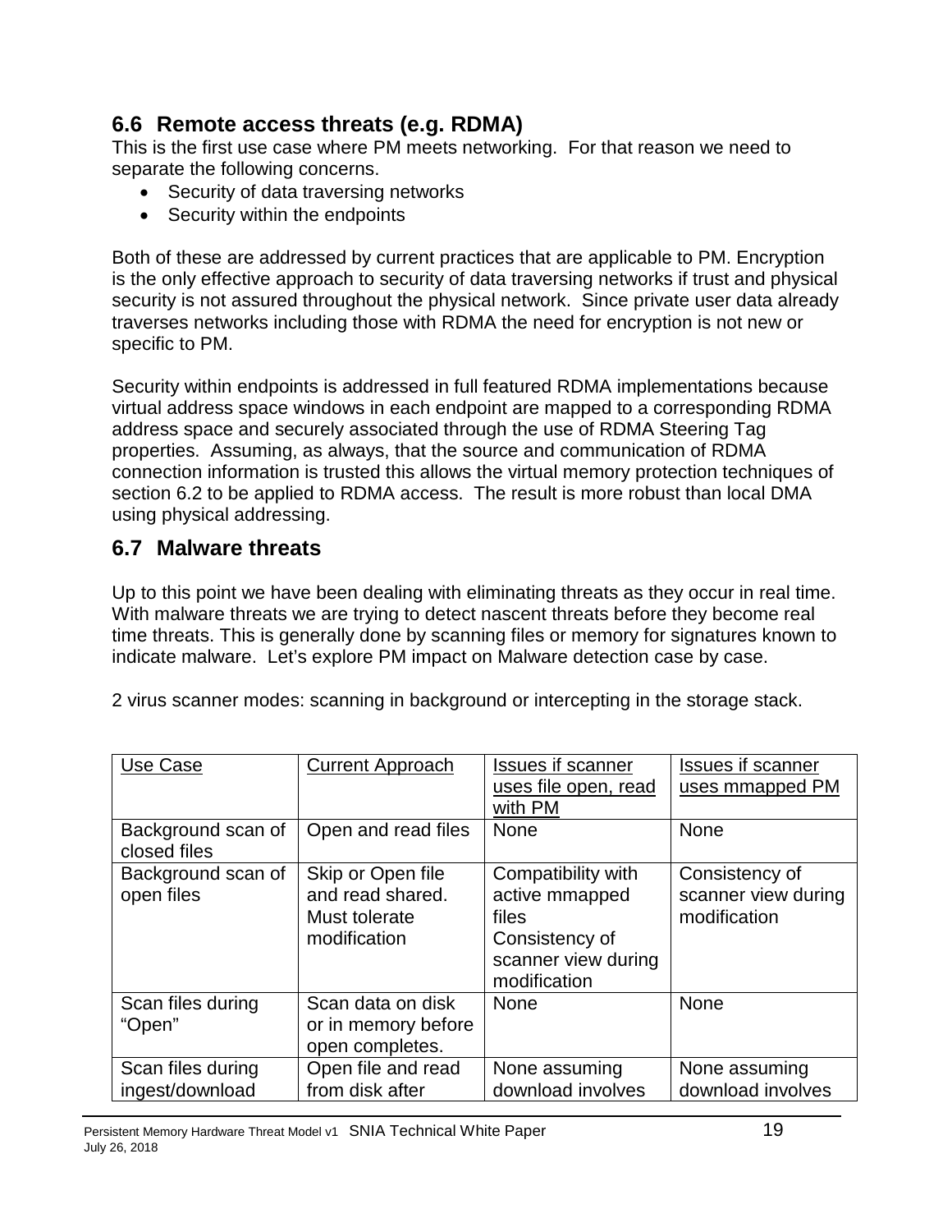## 6.6 Remote access threats (e.g. RDMA)

This is the first use case where PM meets networking. For that reason we need to separate the following concerns.

- Security of data traversing networks
- Security within the endpoints

Both of these are addressed by current practices that are applicable to PM. Encryption is the only effective approach to security of data traversing networks if trust and physical security is not assured throughout the physical network. Since private user data already traverses networks including those with RDMA the need for encryption is not new or specific to PM.

Security within endpoints is addressed in full featured RDMA implementations because virtual address space windows in each endpoint are mapped to a corresponding RDMA address space and securely associated through the use of RDMA Steering Tag properties. Assuming, as always, that the source and communication of RDMA connection information is trusted this allows the virtual memory protection techniques of section 6.2 to be applied to RDMA access. The result is more robust than local DMA using physical addressing.

## 6.7 Malware threats

Up to this point we have been dealing with eliminating threats as they occur in real time. With malware threats we are trying to detect nascent threats before they become real time threats. This is generally done by scanning files or memory for signatures known to indicate malware. Let's explore PM impact on Malware detection case by case.

2 virus scanner modes: scanning in background or intercepting in the storage stack.

| Use Case | Current Approach | Issues if scanner uses file open, read with PM | Issues if scanner uses mmapped PM |
|---|---|---|---|
| Background scan of closed files | Open and read files | None | None |
| Background scan of open files | Skip or Open file and read shared. Must tolerate modification | Compatibility with active mmapped files<br>Consistency of scanner view during modification | Consistency of scanner view during modification |
| Scan files during "Open" | Scan data on disk or in memory before open completes. | None | None |
| Scan files during ingest/download | Open file and read from disk after | None assuming download involves | None assuming download involves |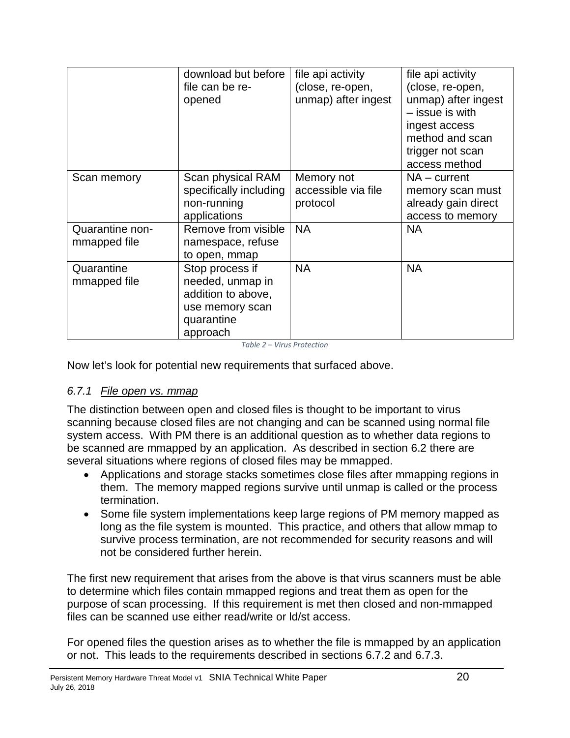| | | | |
|---|---|---|---|
| | download but before file can be re-opened | file api activity (close, re-open, unmap) after ingest | file api activity (close, re-open, unmap) after ingest – issue is with ingest access method and scan trigger not scan access method |
| Scan memory | Scan physical RAM specifically including non-running applications | Memory not accessible via file protocol | NA – current memory scan must already gain direct access to memory |
| Quarantine non-mmapped file | Remove from visible namespace, refuse to open, mmap | NA | NA |
| Quarantine mmapped file | Stop process if needed, unmap in addition to above, use memory scan quarantine approach | NA | NA |

*Table 2 – Virus Protection*

Now let's look for potential new requirements that surfaced above.

### *6.7.1 File open vs. mmap*

The distinction between open and closed files is thought to be important to virus scanning because closed files are not changing and can be scanned using normal file system access. With PM there is an additional question as to whether data regions to be scanned are mmapped by an application. As described in section 6.2 there are several situations where regions of closed files may be mmapped.

- Applications and storage stacks sometimes close files after mmapping regions in them. The memory mapped regions survive until unmap is called or the process termination.
- Some file system implementations keep large regions of PM memory mapped as long as the file system is mounted. This practice, and others that allow mmap to survive process termination, are not recommended for security reasons and will not be considered further herein.

The first new requirement that arises from the above is that virus scanners must be able to determine which files contain mmapped regions and treat them as open for the purpose of scan processing. If this requirement is met then closed and non-mmapped files can be scanned use either read/write or ld/st access.

For opened files the question arises as to whether the file is mmapped by an application or not. This leads to the requirements described in sections 6.7.2 and 6.7.3.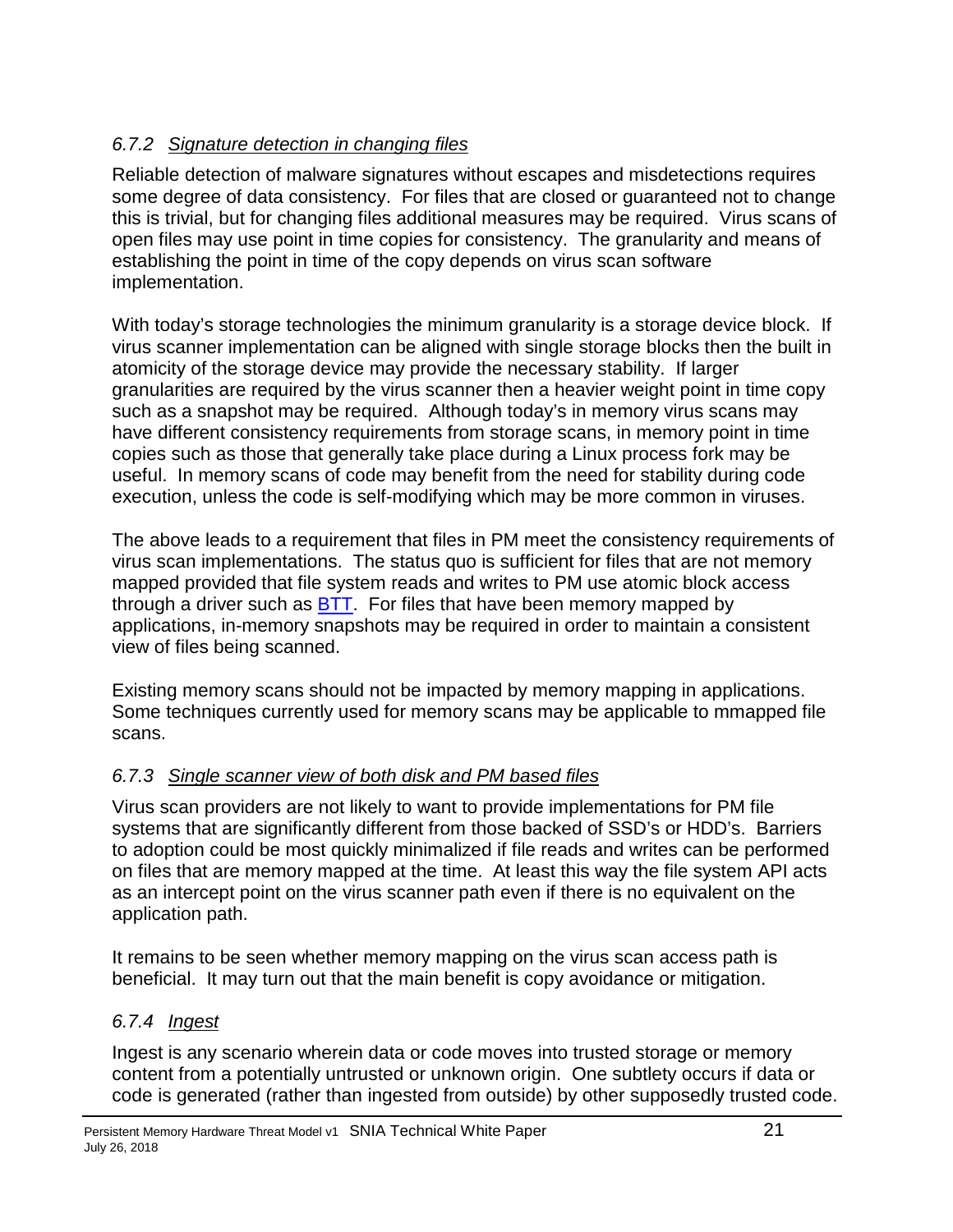### *6.7.2 Signature detection in changing files*

Reliable detection of malware signatures without escapes and misdetections requires some degree of data consistency. For files that are closed or guaranteed not to change this is trivial, but for changing files additional measures may be required. Virus scans of open files may use point in time copies for consistency. The granularity and means of establishing the point in time of the copy depends on virus scan software implementation.

With today's storage technologies the minimum granularity is a storage device block. If virus scanner implementation can be aligned with single storage blocks then the built in atomicity of the storage device may provide the necessary stability. If larger granularities are required by the virus scanner then a heavier weight point in time copy such as a snapshot may be required. Although today's in memory virus scans may have different consistency requirements from storage scans, in memory point in time copies such as those that generally take place during a Linux process fork may be useful. In memory scans of code may benefit from the need for stability during code execution, unless the code is self-modifying which may be more common in viruses.

The above leads to a requirement that files in PM meet the consistency requirements of virus scan implementations. The status quo is sufficient for files that are not memory mapped provided that file system reads and writes to PM use atomic block access through a driver such as BTT. For files that have been memory mapped by applications, in-memory snapshots may be required in order to maintain a consistent view of files being scanned.

Existing memory scans should not be impacted by memory mapping in applications. Some techniques currently used for memory scans may be applicable to mmapped file scans.

### *6.7.3 Single scanner view of both disk and PM based files*

Virus scan providers are not likely to want to provide implementations for PM file systems that are significantly different from those backed of SSD's or HDD's. Barriers to adoption could be most quickly minimalized if file reads and writes can be performed on files that are memory mapped at the time. At least this way the file system API acts as an intercept point on the virus scanner path even if there is no equivalent on the application path.

It remains to be seen whether memory mapping on the virus scan access path is beneficial. It may turn out that the main benefit is copy avoidance or mitigation.

### *6.7.4 Ingest*

Ingest is any scenario wherein data or code moves into trusted storage or memory content from a potentially untrusted or unknown origin. One subtlety occurs if data or code is generated (rather than ingested from outside) by other supposedly trusted code.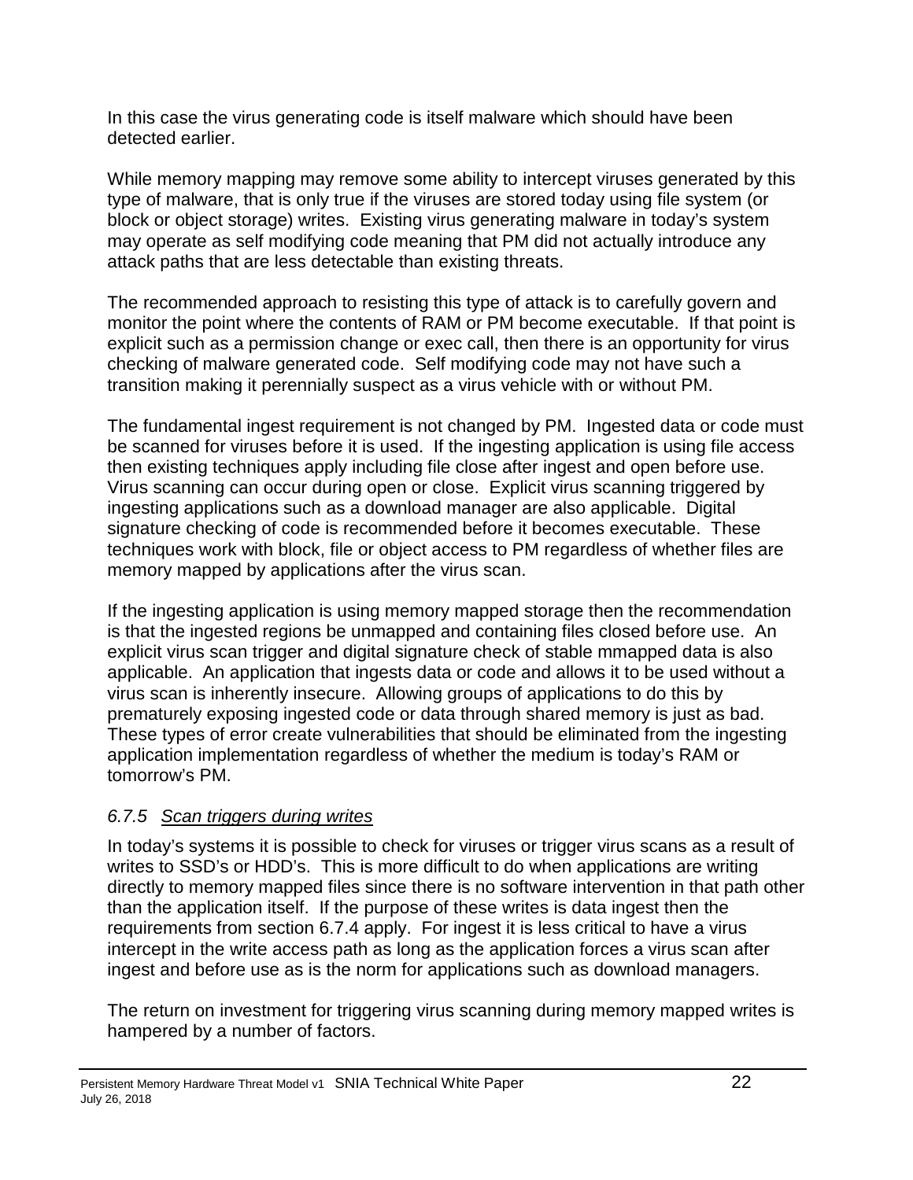In this case the virus generating code is itself malware which should have been detected earlier.

While memory mapping may remove some ability to intercept viruses generated by this type of malware, that is only true if the viruses are stored today using file system (or block or object storage) writes. Existing virus generating malware in today's system may operate as self modifying code meaning that PM did not actually introduce any attack paths that are less detectable than existing threats.

The recommended approach to resisting this type of attack is to carefully govern and monitor the point where the contents of RAM or PM become executable. If that point is explicit such as a permission change or exec call, then there is an opportunity for virus checking of malware generated code. Self modifying code may not have such a transition making it perennially suspect as a virus vehicle with or without PM.

The fundamental ingest requirement is not changed by PM. Ingested data or code must be scanned for viruses before it is used. If the ingesting application is using file access then existing techniques apply including file close after ingest and open before use. Virus scanning can occur during open or close. Explicit virus scanning triggered by ingesting applications such as a download manager are also applicable. Digital signature checking of code is recommended before it becomes executable. These techniques work with block, file or object access to PM regardless of whether files are memory mapped by applications after the virus scan.

If the ingesting application is using memory mapped storage then the recommendation is that the ingested regions be unmapped and containing files closed before use. An explicit virus scan trigger and digital signature check of stable mmapped data is also applicable. An application that ingests data or code and allows it to be used without a virus scan is inherently insecure. Allowing groups of applications to do this by prematurely exposing ingested code or data through shared memory is just as bad. These types of error create vulnerabilities that should be eliminated from the ingesting application implementation regardless of whether the medium is today's RAM or tomorrow's PM.

### *6.7.5 Scan triggers during writes*

In today's systems it is possible to check for viruses or trigger virus scans as a result of writes to SSD's or HDD's. This is more difficult to do when applications are writing directly to memory mapped files since there is no software intervention in that path other than the application itself. If the purpose of these writes is data ingest then the requirements from section 6.7.4 apply. For ingest it is less critical to have a virus intercept in the write access path as long as the application forces a virus scan after ingest and before use as is the norm for applications such as download managers.

The return on investment for triggering virus scanning during memory mapped writes is hampered by a number of factors.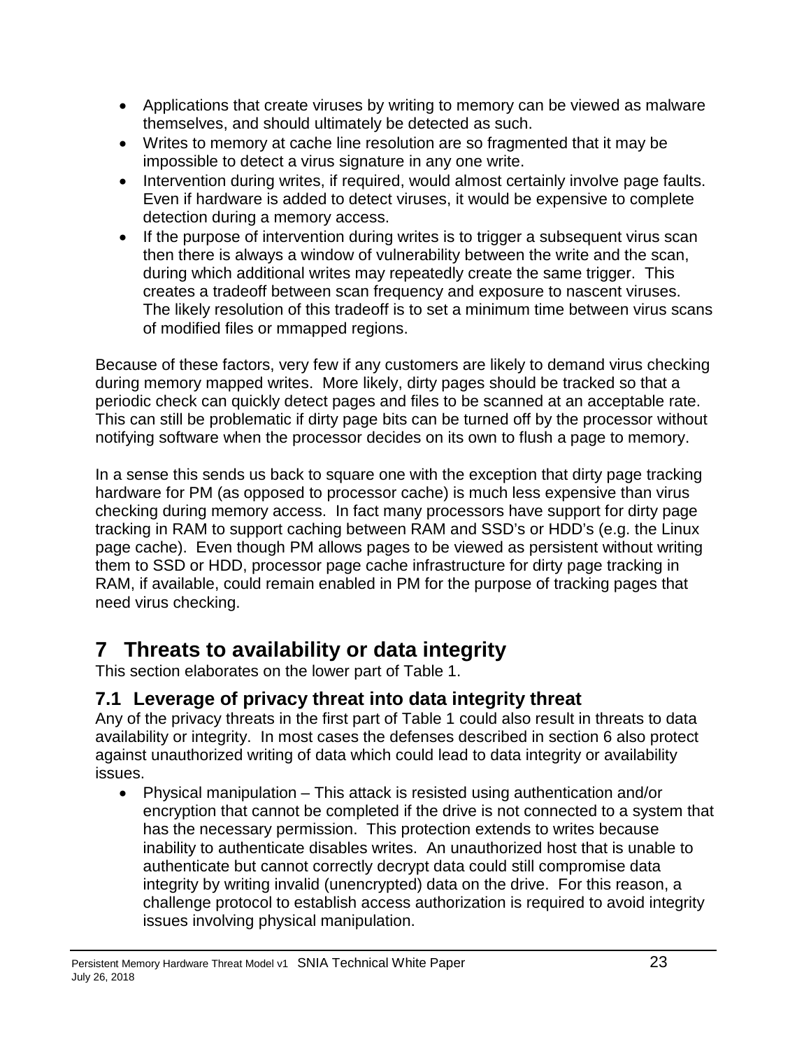- Applications that create viruses by writing to memory can be viewed as malware themselves, and should ultimately be detected as such.
- Writes to memory at cache line resolution are so fragmented that it may be impossible to detect a virus signature in any one write.
- Intervention during writes, if required, would almost certainly involve page faults. Even if hardware is added to detect viruses, it would be expensive to complete detection during a memory access.
- If the purpose of intervention during writes is to trigger a subsequent virus scan then there is always a window of vulnerability between the write and the scan, during which additional writes may repeatedly create the same trigger. This creates a tradeoff between scan frequency and exposure to nascent viruses. The likely resolution of this tradeoff is to set a minimum time between virus scans of modified files or mmapped regions.

Because of these factors, very few if any customers are likely to demand virus checking during memory mapped writes. More likely, dirty pages should be tracked so that a periodic check can quickly detect pages and files to be scanned at an acceptable rate. This can still be problematic if dirty page bits can be turned off by the processor without notifying software when the processor decides on its own to flush a page to memory.

In a sense this sends us back to square one with the exception that dirty page tracking hardware for PM (as opposed to processor cache) is much less expensive than virus checking during memory access. In fact many processors have support for dirty page tracking in RAM to support caching between RAM and SSD's or HDD's (e.g. the Linux page cache). Even though PM allows pages to be viewed as persistent without writing them to SSD or HDD, processor page cache infrastructure for dirty page tracking in RAM, if available, could remain enabled in PM for the purpose of tracking pages that need virus checking.

# 7 Threats to availability or data integrity

This section elaborates on the lower part of Table 1.

## 7.1 Leverage of privacy threat into data integrity threat

Any of the privacy threats in the first part of Table 1 could also result in threats to data availability or integrity. In most cases the defenses described in section 6 also protect against unauthorized writing of data which could lead to data integrity or availability issues.

- Physical manipulation – This attack is resisted using authentication and/or encryption that cannot be completed if the drive is not connected to a system that has the necessary permission. This protection extends to writes because inability to authenticate disables writes. An unauthorized host that is unable to authenticate but cannot correctly decrypt data could still compromise data integrity by writing invalid (unencrypted) data on the drive. For this reason, a challenge protocol to establish access authorization is required to avoid integrity issues involving physical manipulation.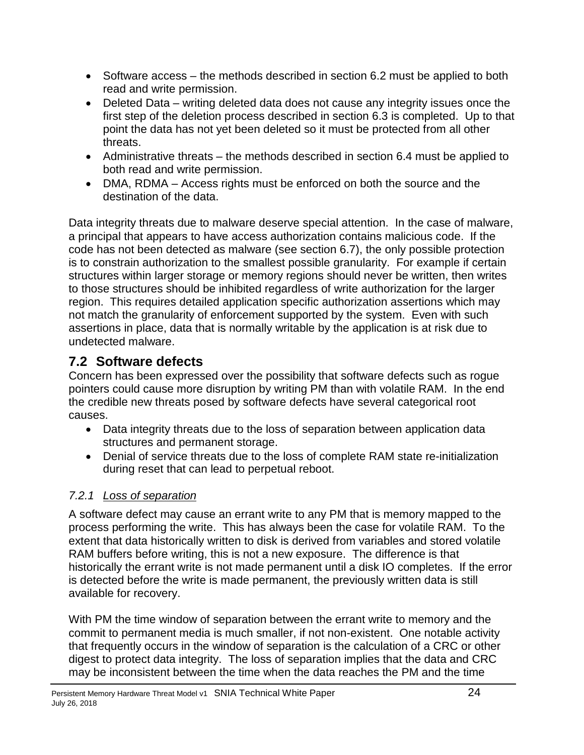- Software access – the methods described in section 6.2 must be applied to both read and write permission.
- Deleted Data – writing deleted data does not cause any integrity issues once the first step of the deletion process described in section 6.3 is completed. Up to that point the data has not yet been deleted so it must be protected from all other threats.
- Administrative threats – the methods described in section 6.4 must be applied to both read and write permission.
- DMA, RDMA – Access rights must be enforced on both the source and the destination of the data.

Data integrity threats due to malware deserve special attention. In the case of malware, a principal that appears to have access authorization contains malicious code. If the code has not been detected as malware (see section 6.7), the only possible protection is to constrain authorization to the smallest possible granularity. For example if certain structures within larger storage or memory regions should never be written, then writes to those structures should be inhibited regardless of write authorization for the larger region. This requires detailed application specific authorization assertions which may not match the granularity of enforcement supported by the system. Even with such assertions in place, data that is normally writable by the application is at risk due to undetected malware.

## 7.2 Software defects

Concern has been expressed over the possibility that software defects such as rogue pointers could cause more disruption by writing PM than with volatile RAM. In the end the credible new threats posed by software defects have several categorical root causes.

- Data integrity threats due to the loss of separation between application data structures and permanent storage.
- Denial of service threats due to the loss of complete RAM state re-initialization during reset that can lead to perpetual reboot.

### *7.2.1 Loss of separation*

A software defect may cause an errant write to any PM that is memory mapped to the process performing the write. This has always been the case for volatile RAM. To the extent that data historically written to disk is derived from variables and stored volatile RAM buffers before writing, this is not a new exposure. The difference is that historically the errant write is not made permanent until a disk IO completes. If the error is detected before the write is made permanent, the previously written data is still available for recovery.

With PM the time window of separation between the errant write to memory and the commit to permanent media is much smaller, if not non-existent. One notable activity that frequently occurs in the window of separation is the calculation of a CRC or other digest to protect data integrity. The loss of separation implies that the data and CRC may be inconsistent between the time when the data reaches the PM and the time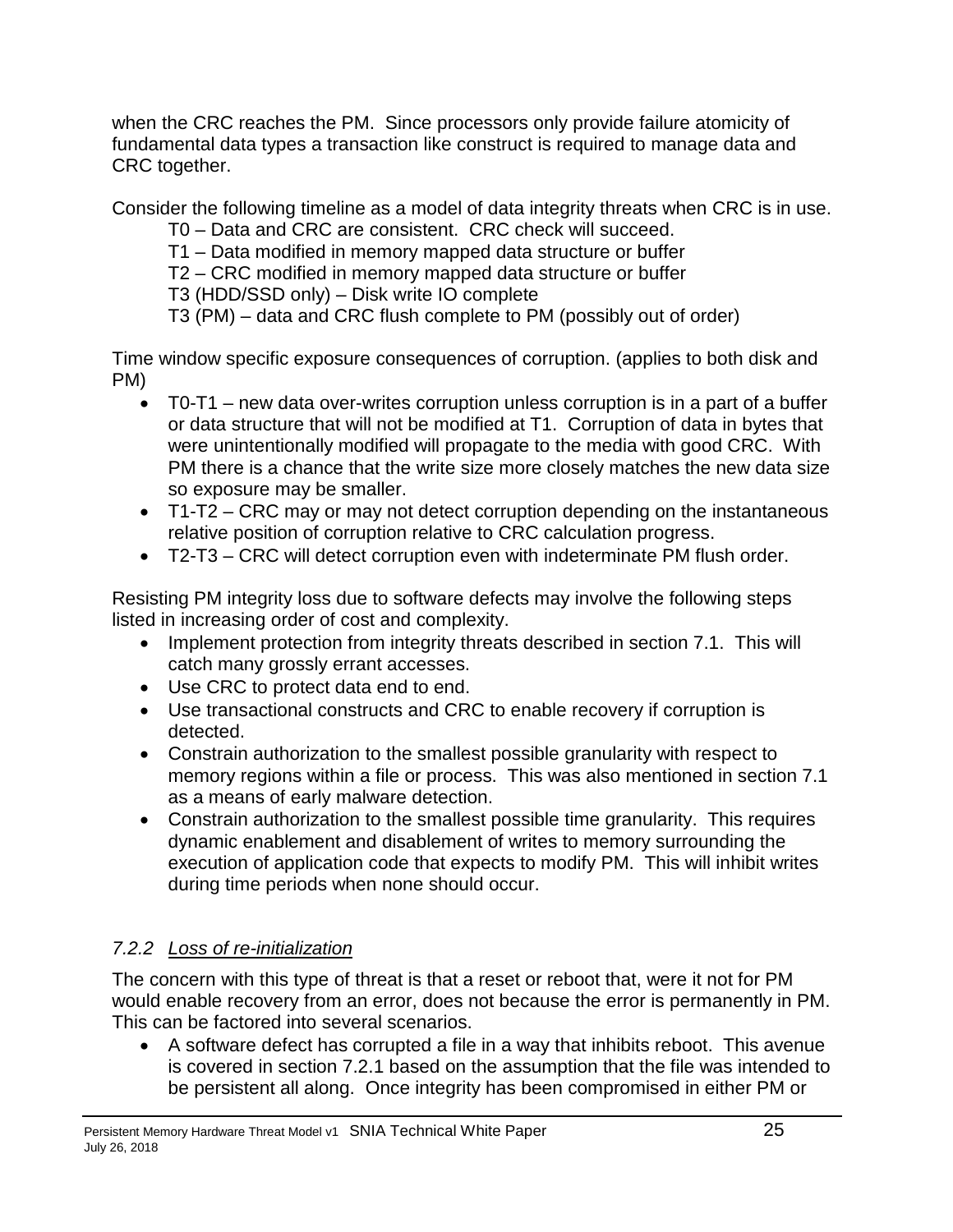when the CRC reaches the PM. Since processors only provide failure atomicity of fundamental data types a transaction like construct is required to manage data and CRC together.

Consider the following timeline as a model of data integrity threats when CRC is in use.

- T0 – Data and CRC are consistent. CRC check will succeed.
- T1 – Data modified in memory mapped data structure or buffer
- T2 – CRC modified in memory mapped data structure or buffer
- T3 (HDD/SSD only) – Disk write IO complete
- T3 (PM) – data and CRC flush complete to PM (possibly out of order)

Time window specific exposure consequences of corruption. (applies to both disk and PM)

- T0-T1 – new data over-writes corruption unless corruption is in a part of a buffer or data structure that will not be modified at T1. Corruption of data in bytes that were unintentionally modified will propagate to the media with good CRC. With PM there is a chance that the write size more closely matches the new data size so exposure may be smaller.
- T1-T2 – CRC may or may not detect corruption depending on the instantaneous relative position of corruption relative to CRC calculation progress.
- T2-T3 – CRC will detect corruption even with indeterminate PM flush order.

Resisting PM integrity loss due to software defects may involve the following steps listed in increasing order of cost and complexity.

- Implement protection from integrity threats described in section 7.1. This will catch many grossly errant accesses.
- Use CRC to protect data end to end.
- Use transactional constructs and CRC to enable recovery if corruption is detected.
- Constrain authorization to the smallest possible granularity with respect to memory regions within a file or process. This was also mentioned in section 7.1 as a means of early malware detection.
- Constrain authorization to the smallest possible time granularity. This requires dynamic enablement and disablement of writes to memory surrounding the execution of application code that expects to modify PM. This will inhibit writes during time periods when none should occur.

### *7.2.2 Loss of re-initialization*

The concern with this type of threat is that a reset or reboot that, were it not for PM would enable recovery from an error, does not because the error is permanently in PM. This can be factored into several scenarios.

- A software defect has corrupted a file in a way that inhibits reboot. This avenue is covered in section 7.2.1 based on the assumption that the file was intended to be persistent all along. Once integrity has been compromised in either PM or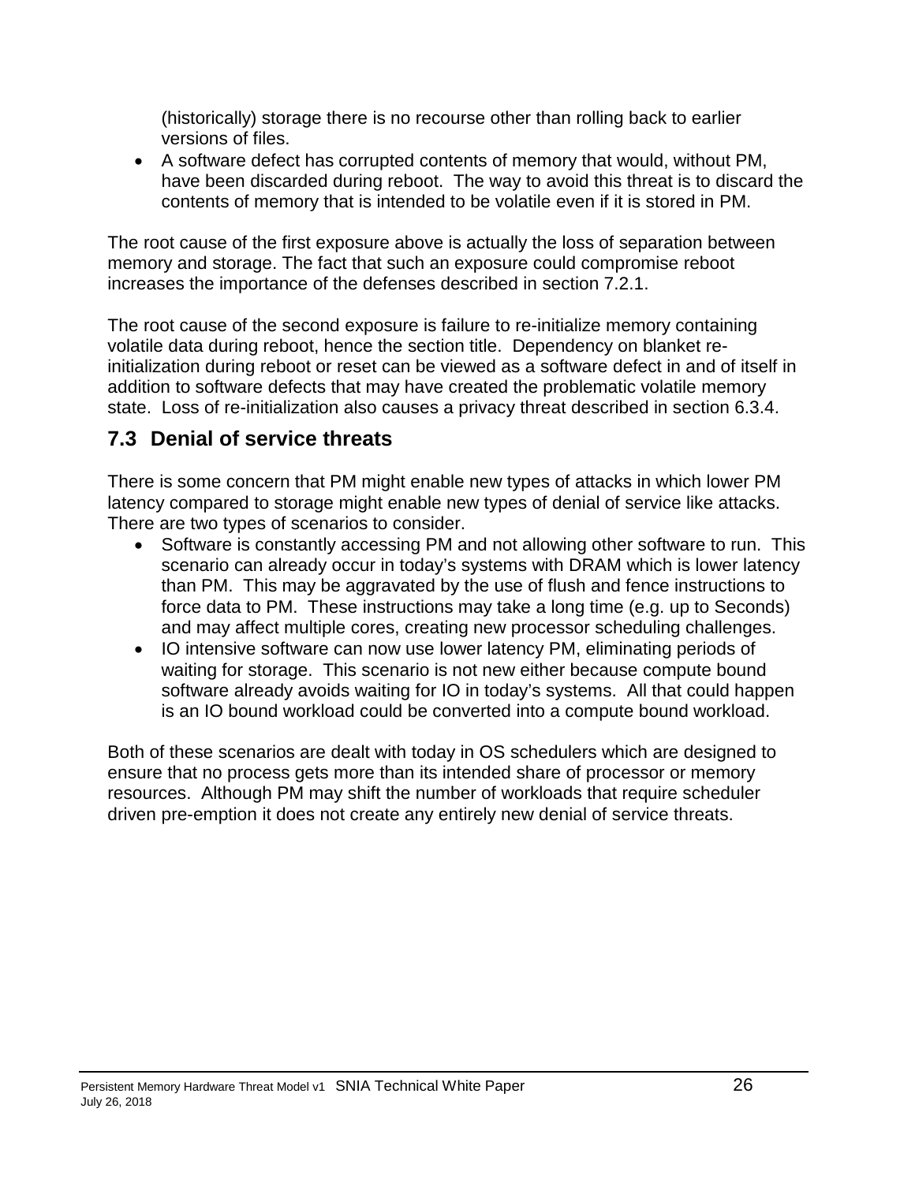(historically) storage there is no recourse other than rolling back to earlier versions of files.

- A software defect has corrupted contents of memory that would, without PM, have been discarded during reboot. The way to avoid this threat is to discard the contents of memory that is intended to be volatile even if it is stored in PM.

The root cause of the first exposure above is actually the loss of separation between memory and storage. The fact that such an exposure could compromise reboot increases the importance of the defenses described in section 7.2.1.

The root cause of the second exposure is failure to re-initialize memory containing volatile data during reboot, hence the section title. Dependency on blanket re-initialization during reboot or reset can be viewed as a software defect in and of itself in addition to software defects that may have created the problematic volatile memory state. Loss of re-initialization also causes a privacy threat described in section 6.3.4.

## 7.3 Denial of service threats

There is some concern that PM might enable new types of attacks in which lower PM latency compared to storage might enable new types of denial of service like attacks. There are two types of scenarios to consider.

- Software is constantly accessing PM and not allowing other software to run. This scenario can already occur in today's systems with DRAM which is lower latency than PM. This may be aggravated by the use of flush and fence instructions to force data to PM. These instructions may take a long time (e.g. up to Seconds) and may affect multiple cores, creating new processor scheduling challenges.
- IO intensive software can now use lower latency PM, eliminating periods of waiting for storage. This scenario is not new either because compute bound software already avoids waiting for IO in today's systems. All that could happen is an IO bound workload could be converted into a compute bound workload.

Both of these scenarios are dealt with today in OS schedulers which are designed to ensure that no process gets more than its intended share of processor or memory resources. Although PM may shift the number of workloads that require scheduler driven pre-emption it does not create any entirely new denial of service threats.